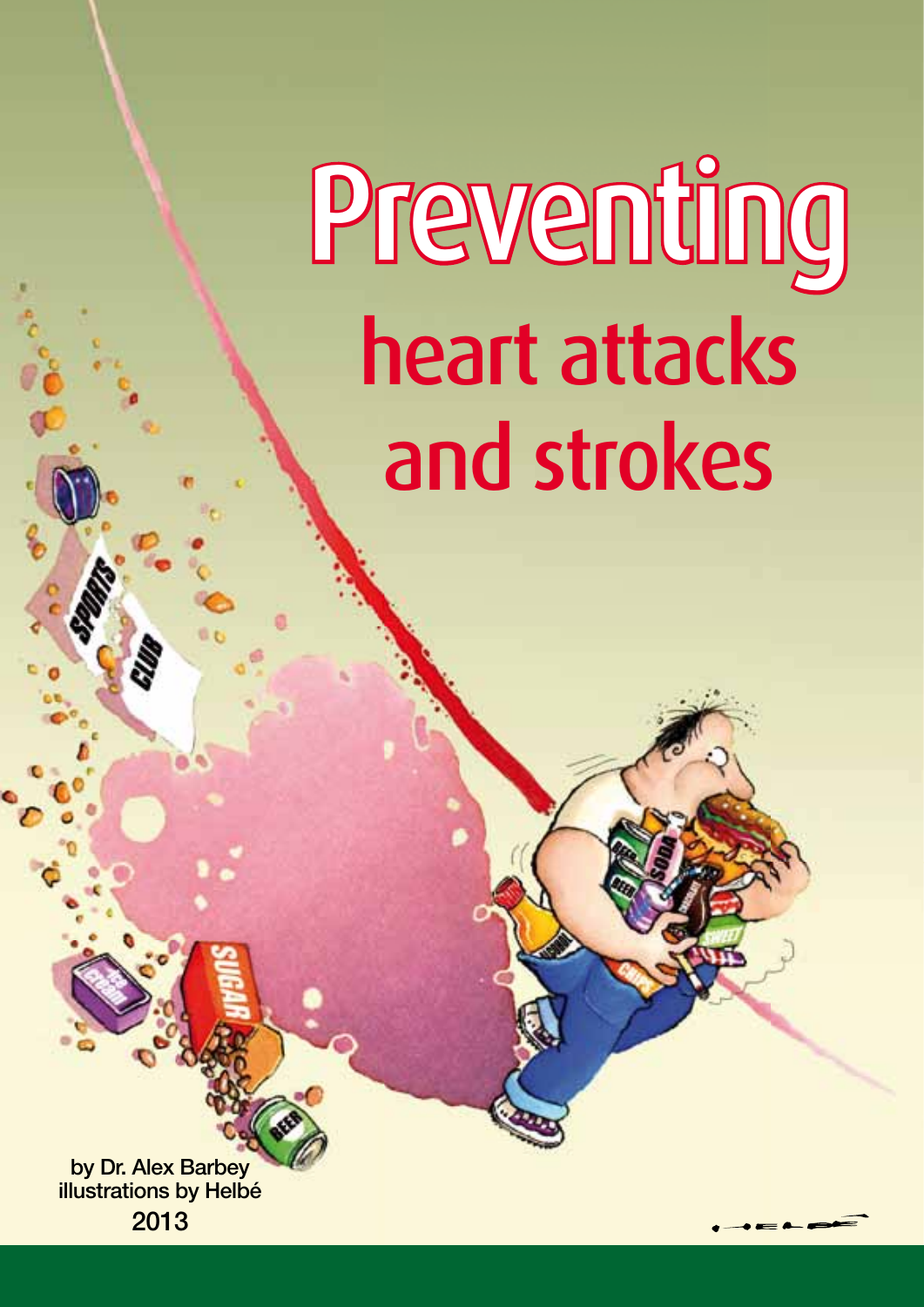# Preventing heart attacks and strokes

by Dr. Alex Barbey
illustrations by Helbé
2013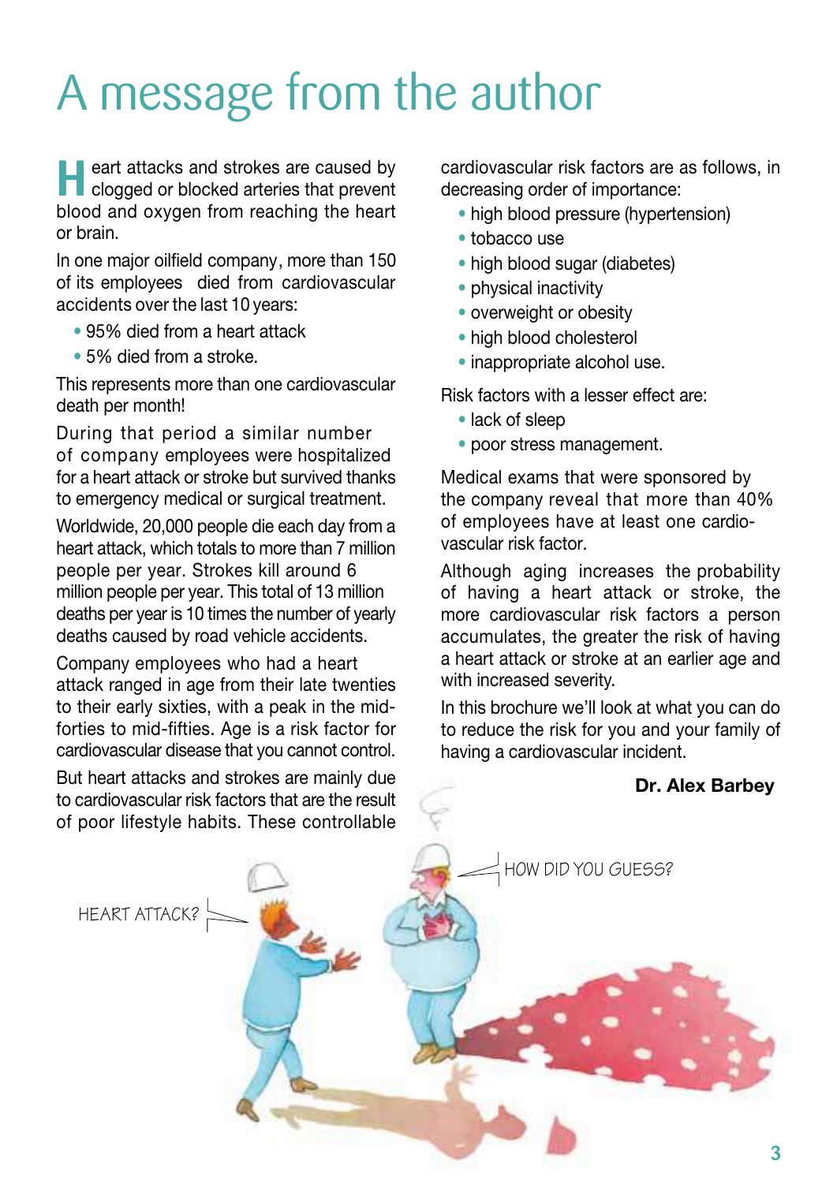# A message from the author

Heart attacks and strokes are caused by clogged or blocked arteries that prevent blood and oxygen from reaching the heart or brain.

In one major oilfield company, more than 150 of its employees died from cardiovascular accidents over the last 10 years:

- 95% died from a heart attack
- 5% died from a stroke.

This represents more than one cardiovascular death per month!

During that period a similar number of company employees were hospitalized for a heart attack or stroke but survived thanks to emergency medical or surgical treatment.

Worldwide, 20,000 people die each day from a heart attack, which totals to more than 7 million people per year. Strokes kill around 6 million people per year. This total of 13 million deaths per year is 10 times the number of yearly deaths caused by road vehicle accidents.

Company employees who had a heart attack ranged in age from their late twenties to their early sixties, with a peak in the mid-forties to mid-fifties. Age is a risk factor for cardiovascular disease that you cannot control.

But heart attacks and strokes are mainly due to cardiovascular risk factors that are the result of poor lifestyle habits. These controllable cardiovascular risk factors are as follows, in decreasing order of importance:

- high blood pressure (hypertension)
- tobacco use
- high blood sugar (diabetes)
- physical inactivity
- overweight or obesity
- high blood cholesterol
- inappropriate alcohol use.

Risk factors with a lesser effect are:

- lack of sleep
- poor stress management.

Medical exams that were sponsored by the company reveal that more than 40% of employees have at least one cardio-vascular risk factor.

Although aging increases the probability of having a heart attack or stroke, the more cardiovascular risk factors a person accumulates, the greater the risk of having a heart attack or stroke at an earlier age and with increased severity.

In this brochure we'll look at what you can do to reduce the risk for you and your family of having a cardiovascular incident.

**Dr. Alex Barbey**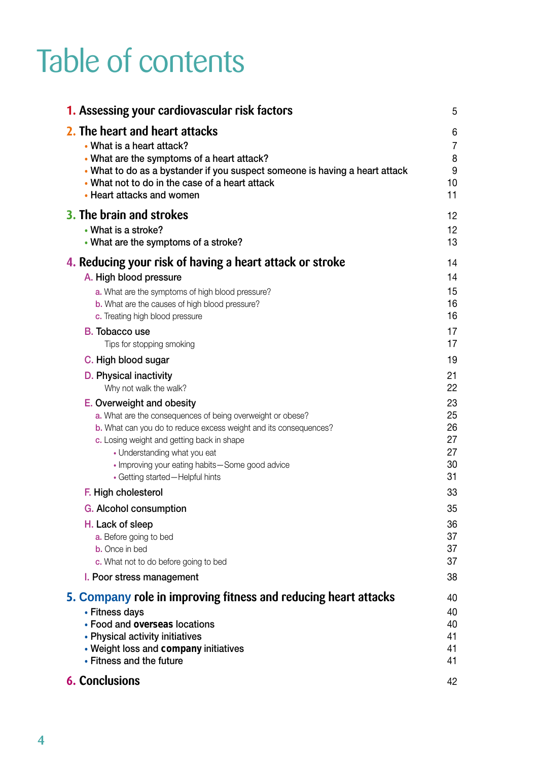# Table of contents

| | |
|---|---|
| **1. Assessing your cardiovascular risk factors** | 5 |
| **2. The heart and heart attacks** | 6 |
| • What is a heart attack? | 7 |
| • What are the symptoms of a heart attack? | 8 |
| • What to do as a bystander if you suspect someone is having a heart attack | 9 |
| • What not to do in the case of a heart attack | 10 |
| • Heart attacks and women | 11 |
| **3. The brain and strokes** | 12 |
| • What is a stroke? | 12 |
| • What are the symptoms of a stroke? | 13 |
| **4. Reducing your risk of having a heart attack or stroke** | 14 |
| A. High blood pressure | 14 |
| a. What are the symptoms of high blood pressure? | 15 |
| b. What are the causes of high blood pressure? | 16 |
| c. Treating high blood pressure | 16 |
| B. Tobacco use | 17 |
| Tips for stopping smoking | 17 |
| C. High blood sugar | 19 |
| D. Physical inactivity | 21 |
| Why not walk the walk? | 22 |
| E. Overweight and obesity | 23 |
| a. What are the consequences of being overweight or obese? | 25 |
| b. What can you do to reduce excess weight and its consequences? | 26 |
| c. Losing weight and getting back in shape | 27 |
| • Understanding what you eat | 27 |
| • Improving your eating habits—Some good advice | 30 |
| • Getting started—Helpful hints | 31 |
| F. High cholesterol | 33 |
| G. Alcohol consumption | 35 |
| H. Lack of sleep | 36 |
| a. Before going to bed | 37 |
| b. Once in bed | 37 |
| c. What not to do before going to bed | 37 |
| I. Poor stress management | 38 |
| **5. Company role in improving fitness and reducing heart attacks** | 40 |
| • Fitness days | 40 |
| • Food and **overseas** locations | 40 |
| • Physical activity initiatives | 41 |
| • Weight loss and **company** initiatives | 41 |
| • Fitness and the future | 41 |
| **6. Conclusions** | 42 |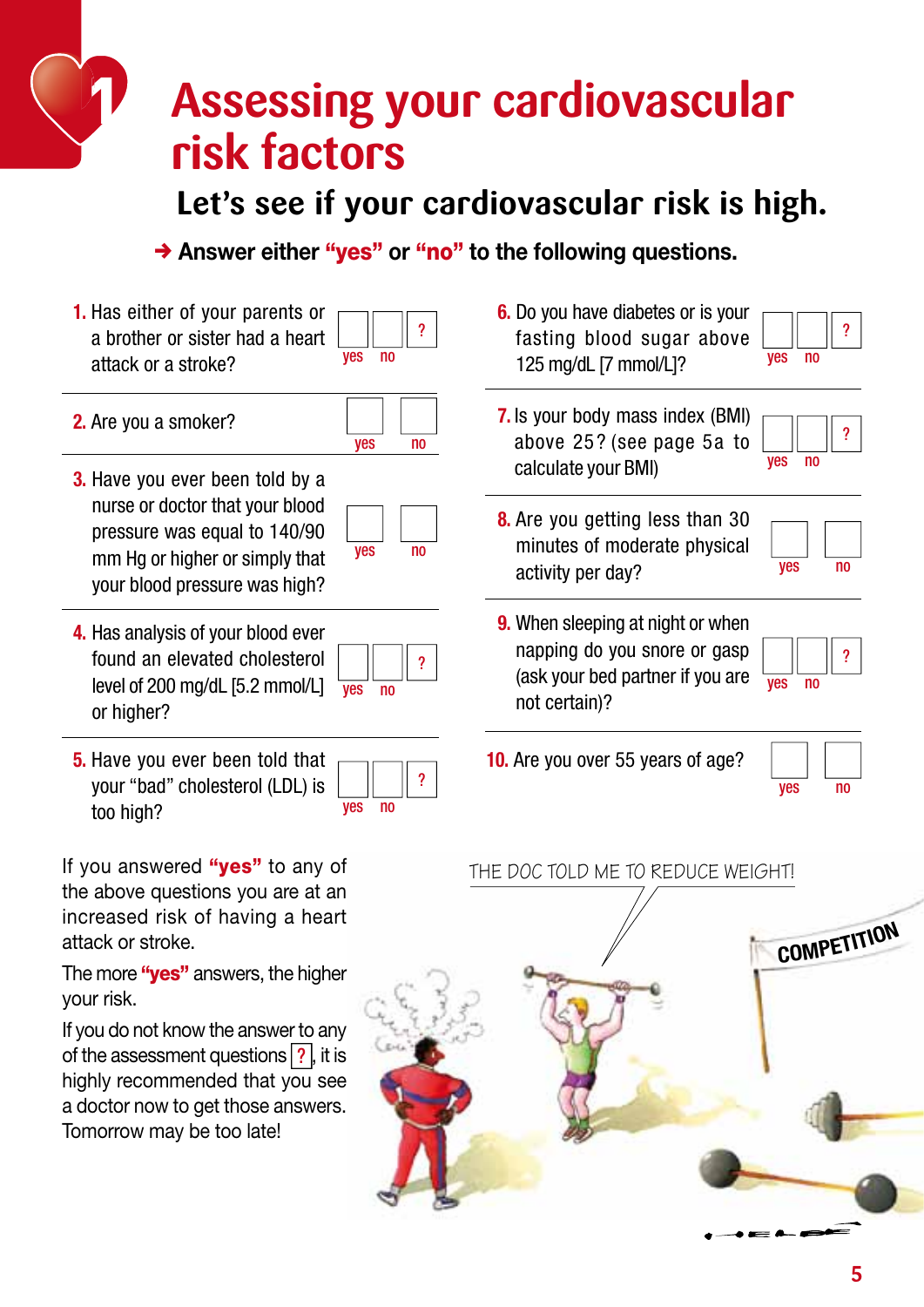# Assessing your cardiovascular risk factors

## Let's see if your cardiovascular risk is high.

➔ **Answer either "yes" or "no" to the following questions.**

| Question | yes | no | ? |
|---|---|---|---|
| **1.** Has either of your parents or a brother or sister had a heart attack or a stroke? | ☐ | ☐ | ? |
| **2.** Are you a smoker? | ☐ | ☐ | |
| **3.** Have you ever been told by a nurse or doctor that your blood pressure was equal to 140/90 mm Hg or higher or simply that your blood pressure was high? | ☐ | ☐ | |
| **4.** Has analysis of your blood ever found an elevated cholesterol level of 200 mg/dL [5.2 mmol/L] or higher? | ☐ | ☐ | ? |
| **5.** Have you ever been told that your "bad" cholesterol (LDL) is too high? | ☐ | ☐ | ? |
| **6.** Do you have diabetes or is your fasting blood sugar above 125 mg/dL [7 mmol/L]? | ☐ | ☐ | ? |
| **7.** Is your body mass index (BMI) above 25? (see page 5a to calculate your BMI) | ☐ | ☐ | ? |
| **8.** Are you getting less than 30 minutes of moderate physical activity per day? | ☐ | ☐ | |
| **9.** When sleeping at night or when napping do you snore or gasp (ask your bed partner if you are not certain)? | ☐ | ☐ | ? |
| **10.** Are you over 55 years of age? | ☐ | ☐ | |

If you answered **"yes"** to any of the above questions you are at an increased risk of having a heart attack or stroke.

The more **"yes"** answers, the higher your risk.

If you do not know the answer to any of the assessment questions [?], it is highly recommended that you see a doctor now to get those answers. Tomorrow may be too late!

THE DOC TOLD ME TO REDUCE WEIGHT!

COMPETITION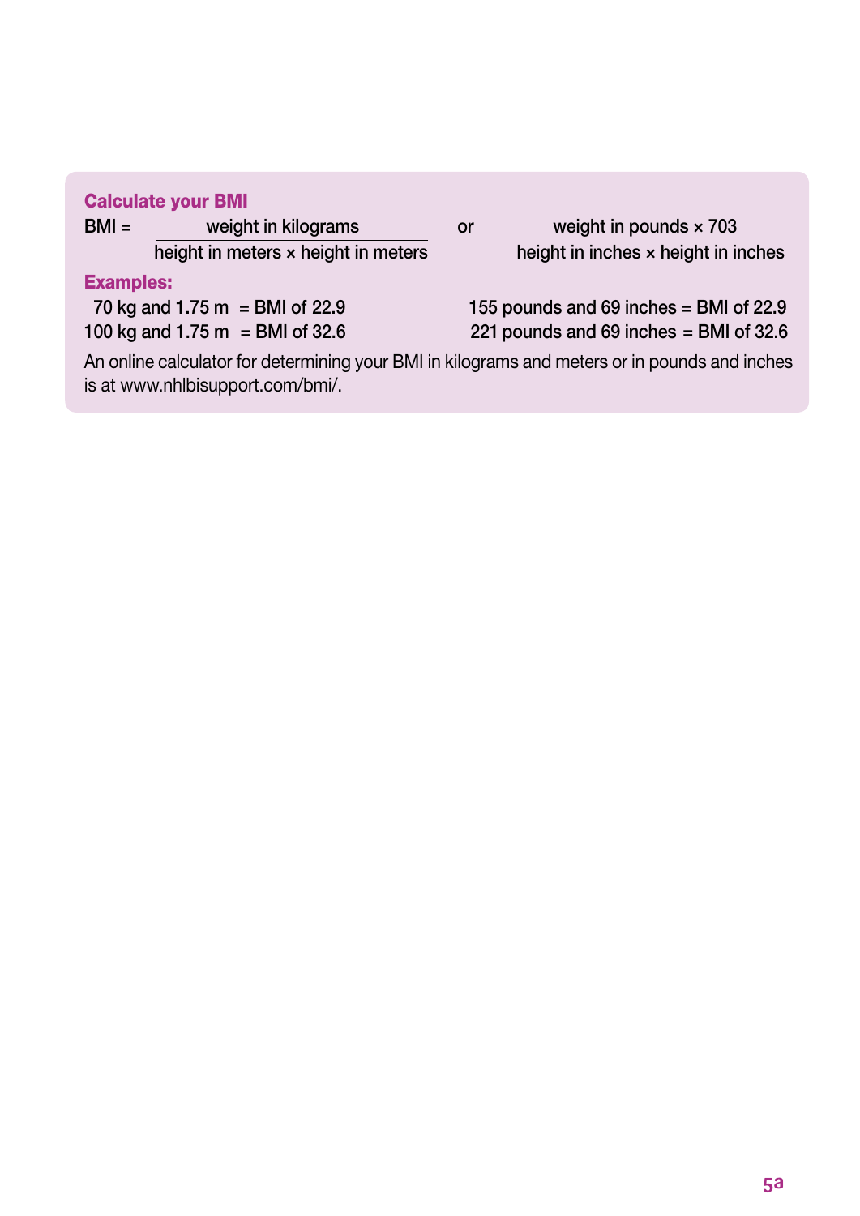### Calculate your BMI

$$\text{BMI} = \frac{\text{weight in kilograms}}{\text{height in meters} \times \text{height in meters}} \quad \text{or} \quad \frac{\text{weight in pounds} \times 703}{\text{height in inches} \times \text{height in inches}}$$

**Examples:**

70 kg and 1.75 m = BMI of 22.9 — 155 pounds and 69 inches = BMI of 22.9

100 kg and 1.75 m = BMI of 32.6 — 221 pounds and 69 inches = BMI of 32.6

An online calculator for determining your BMI in kilograms and meters or in pounds and inches is at www.nhlbisupport.com/bmi/.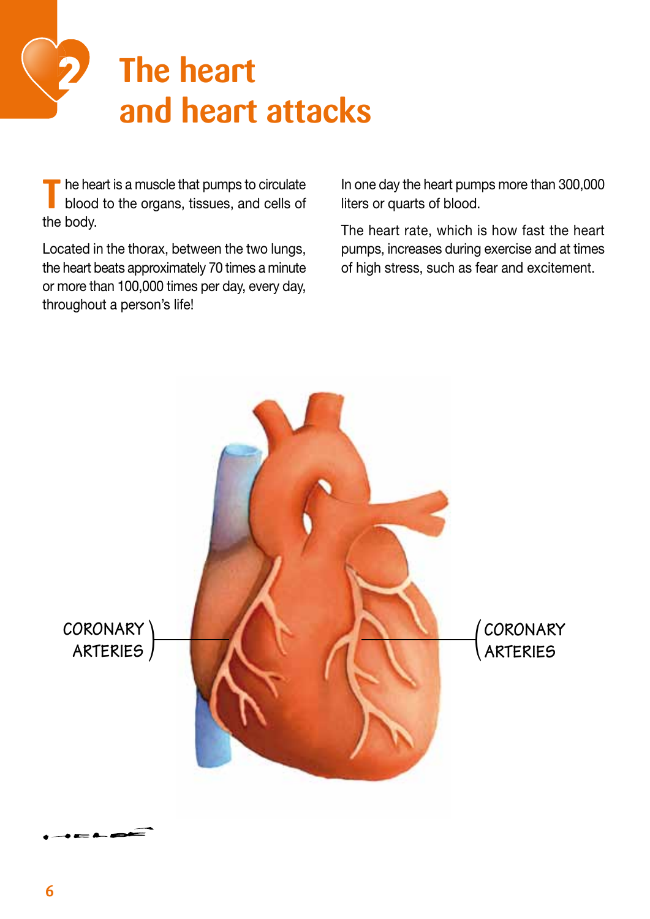# 2 The heart and heart attacks

The heart is a muscle that pumps to circulate blood to the organs, tissues, and cells of the body.

Located in the thorax, between the two lungs, the heart beats approximately 70 times a minute or more than 100,000 times per day, every day, throughout a person's life!

In one day the heart pumps more than 300,000 liters or quarts of blood.

The heart rate, which is how fast the heart pumps, increases during exercise and at times of high stress, such as fear and excitement.

CORONARY ARTERIES

CORONARY ARTERIES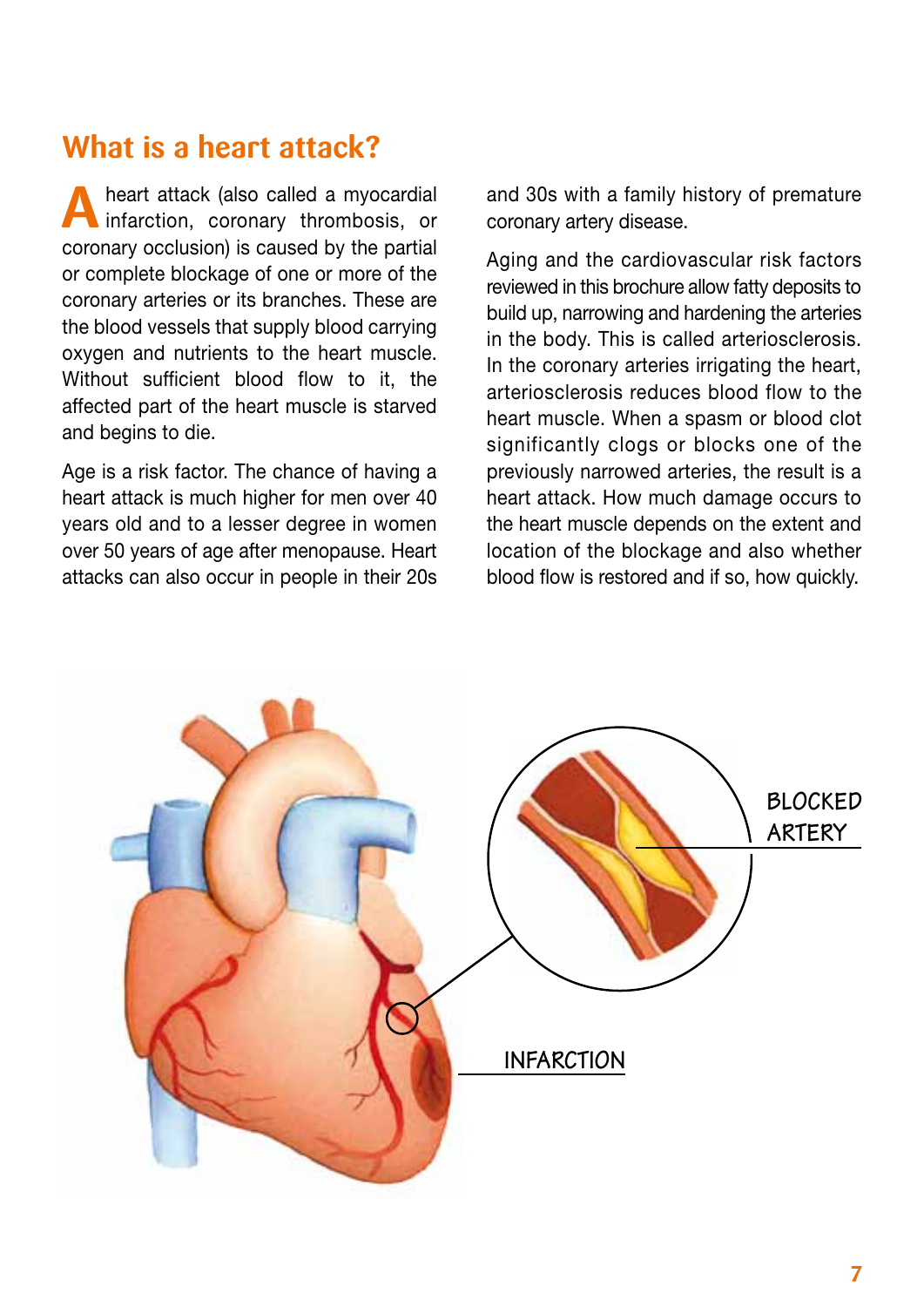## What is a heart attack?

A heart attack (also called a myocardial infarction, coronary thrombosis, or coronary occlusion) is caused by the partial or complete blockage of one or more of the coronary arteries or its branches. These are the blood vessels that supply blood carrying oxygen and nutrients to the heart muscle. Without sufficient blood flow to it, the affected part of the heart muscle is starved and begins to die.

Age is a risk factor. The chance of having a heart attack is much higher for men over 40 years old and to a lesser degree in women over 50 years of age after menopause. Heart attacks can also occur in people in their 20s and 30s with a family history of premature coronary artery disease.

Aging and the cardiovascular risk factors reviewed in this brochure allow fatty deposits to build up, narrowing and hardening the arteries in the body. This is called arteriosclerosis. In the coronary arteries irrigating the heart, arteriosclerosis reduces blood flow to the heart muscle. When a spasm or blood clot significantly clogs or blocks one of the previously narrowed arteries, the result is a heart attack. How much damage occurs to the heart muscle depends on the extent and location of the blockage and also whether blood flow is restored and if so, how quickly.

BLOCKED ARTERY

INFARCTION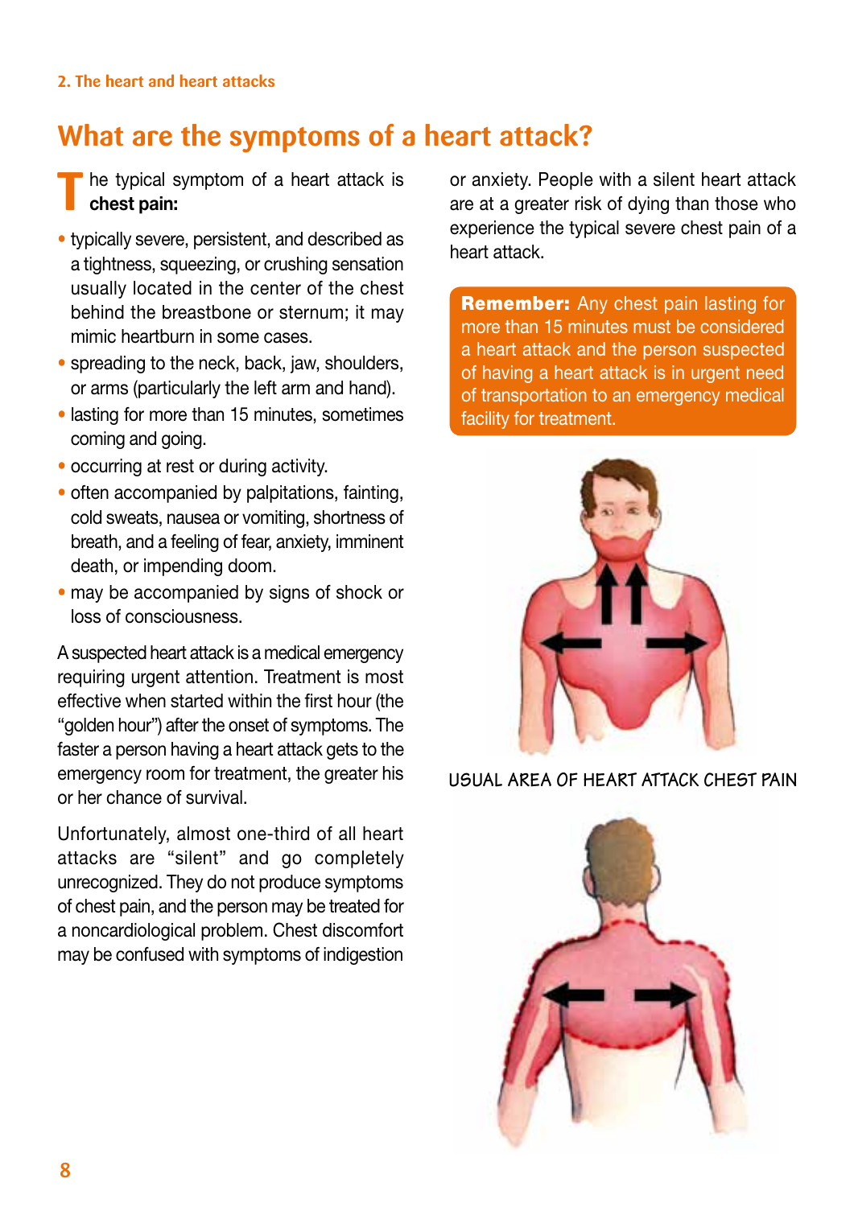## What are the symptoms of a heart attack?

The typical symptom of a heart attack is **chest pain:**

- typically severe, persistent, and described as a tightness, squeezing, or crushing sensation usually located in the center of the chest behind the breastbone or sternum; it may mimic heartburn in some cases.
- spreading to the neck, back, jaw, shoulders, or arms (particularly the left arm and hand).
- lasting for more than 15 minutes, sometimes coming and going.
- occurring at rest or during activity.
- often accompanied by palpitations, fainting, cold sweats, nausea or vomiting, shortness of breath, and a feeling of fear, anxiety, imminent death, or impending doom.
- may be accompanied by signs of shock or loss of consciousness.

A suspected heart attack is a medical emergency requiring urgent attention. Treatment is most effective when started within the first hour (the "golden hour") after the onset of symptoms. The faster a person having a heart attack gets to the emergency room for treatment, the greater his or her chance of survival.

Unfortunately, almost one-third of all heart attacks are "silent" and go completely unrecognized. They do not produce symptoms of chest pain, and the person may be treated for a noncardiological problem. Chest discomfort may be confused with symptoms of indigestion or anxiety. People with a silent heart attack are at a greater risk of dying than those who experience the typical severe chest pain of a heart attack.

**Remember:** Any chest pain lasting for more than 15 minutes must be considered a heart attack and the person suspected of having a heart attack is in urgent need of transportation to an emergency medical facility for treatment.

USUAL AREA OF HEART ATTACK CHEST PAIN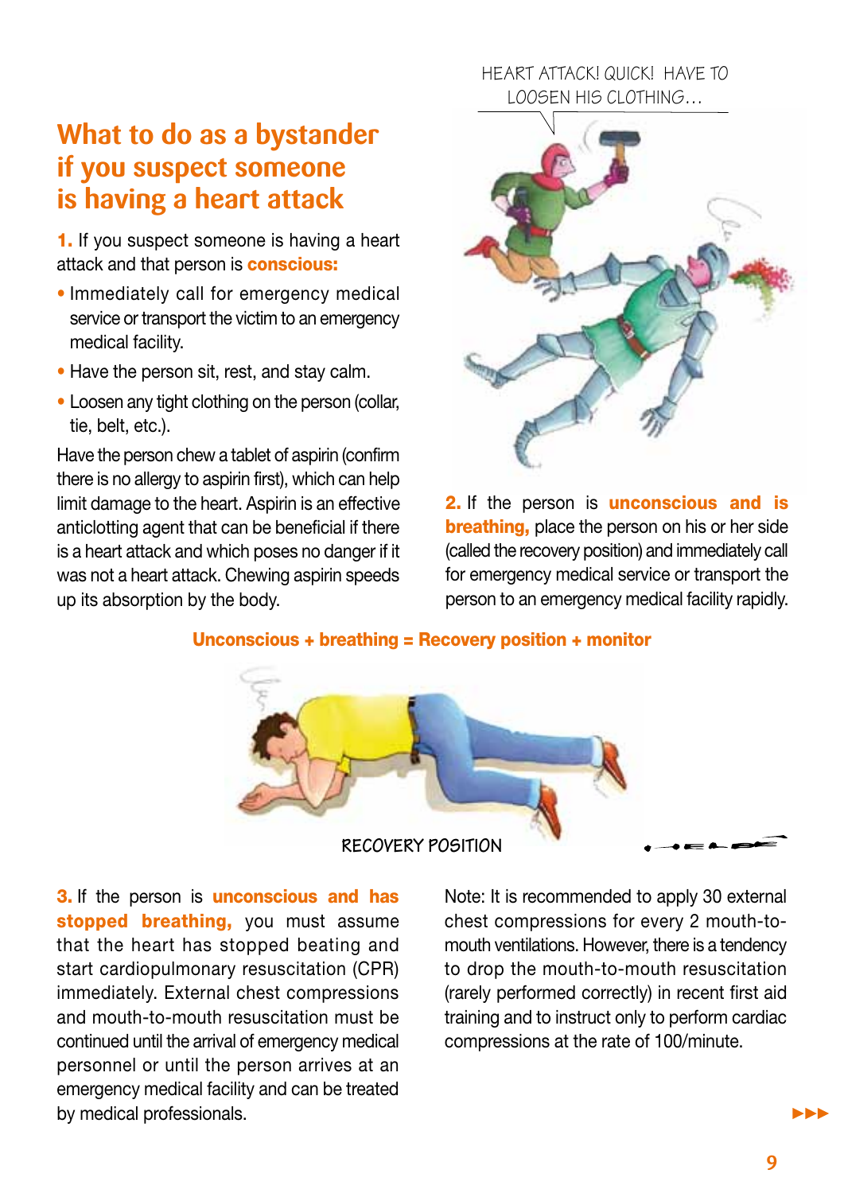## What to do as a bystander if you suspect someone is having a heart attack

**1.** If you suspect someone is having a heart attack and that person is **conscious:**

- Immediately call for emergency medical service or transport the victim to an emergency medical facility.
- Have the person sit, rest, and stay calm.
- Loosen any tight clothing on the person (collar, tie, belt, etc.).

Have the person chew a tablet of aspirin (confirm there is no allergy to aspirin first), which can help limit damage to the heart. Aspirin is an effective anticlotting agent that can be beneficial if there is a heart attack and which poses no danger if it was not a heart attack. Chewing aspirin speeds up its absorption by the body.

HEART ATTACK! QUICK! HAVE TO LOOSEN HIS CLOTHING…

**2.** If the person is **unconscious and is breathing,** place the person on his or her side (called the recovery position) and immediately call for emergency medical service or transport the person to an emergency medical facility rapidly.

**Unconscious + breathing = Recovery position + monitor**

RECOVERY POSITION

**3.** If the person is **unconscious and has stopped breathing,** you must assume that the heart has stopped beating and start cardiopulmonary resuscitation (CPR) immediately. External chest compressions and mouth-to-mouth resuscitation must be continued until the arrival of emergency medical personnel or until the person arrives at an emergency medical facility and can be treated by medical professionals.

Note: It is recommended to apply 30 external chest compressions for every 2 mouth-to-mouth ventilations. However, there is a tendency to drop the mouth-to-mouth resuscitation (rarely performed correctly) in recent first aid training and to instruct only to perform cardiac compressions at the rate of 100/minute.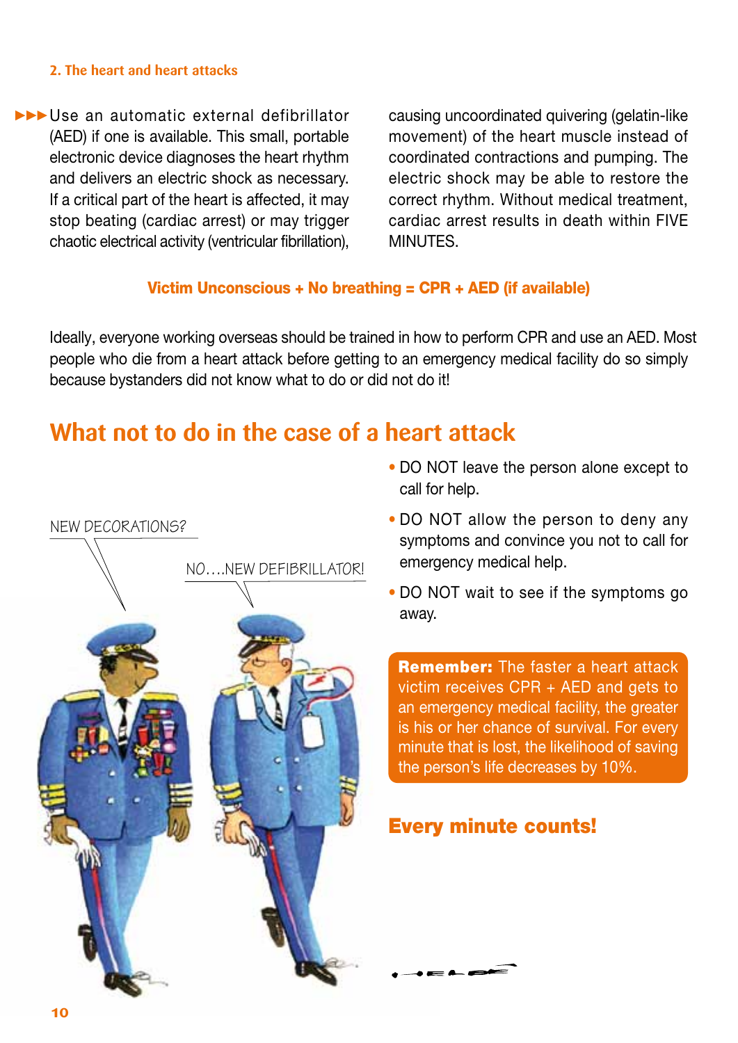►►►Use an automatic external defibrillator (AED) if one is available. This small, portable electronic device diagnoses the heart rhythm and delivers an electric shock as necessary. If a critical part of the heart is affected, it may stop beating (cardiac arrest) or may trigger chaotic electrical activity (ventricular fibrillation), causing uncoordinated quivering (gelatin-like movement) of the heart muscle instead of coordinated contractions and pumping. The electric shock may be able to restore the correct rhythm. Without medical treatment, cardiac arrest results in death within FIVE MINUTES.

**Victim Unconscious + No breathing = CPR + AED (if available)**

Ideally, everyone working overseas should be trained in how to perform CPR and use an AED. Most people who die from a heart attack before getting to an emergency medical facility do so simply because bystanders did not know what to do or did not do it!

## What not to do in the case of a heart attack

- DO NOT leave the person alone except to call for help.
- DO NOT allow the person to deny any symptoms and convince you not to call for emergency medical help.
- DO NOT wait to see if the symptoms go away.

**Remember:** The faster a heart attack victim receives CPR + AED and gets to an emergency medical facility, the greater is his or her chance of survival. For every minute that is lost, the likelihood of saving the person's life decreases by 10%.

**Every minute counts!**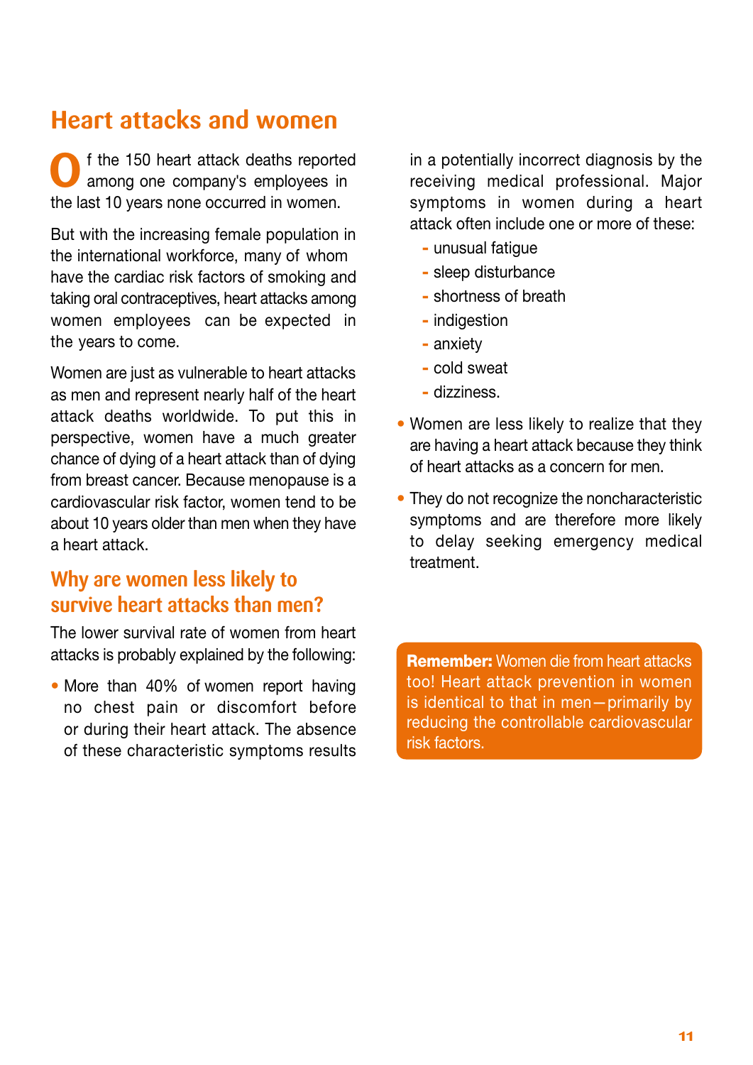# Heart attacks and women

Of the 150 heart attack deaths reported among one company's employees in the last 10 years none occurred in women.

But with the increasing female population in the international workforce, many of whom have the cardiac risk factors of smoking and taking oral contraceptives, heart attacks among women employees can be expected in the years to come.

Women are just as vulnerable to heart attacks as men and represent nearly half of the heart attack deaths worldwide. To put this in perspective, women have a much greater chance of dying of a heart attack than of dying from breast cancer. Because menopause is a cardiovascular risk factor, women tend to be about 10 years older than men when they have a heart attack.

## Why are women less likely to survive heart attacks than men?

The lower survival rate of women from heart attacks is probably explained by the following:

- More than 40% of women report having no chest pain or discomfort before or during their heart attack. The absence of these characteristic symptoms results in a potentially incorrect diagnosis by the receiving medical professional. Major symptoms in women during a heart attack often include one or more of these:
  - unusual fatigue
  - sleep disturbance
  - shortness of breath
  - indigestion
  - anxiety
  - cold sweat
  - dizziness.
- Women are less likely to realize that they are having a heart attack because they think of heart attacks as a concern for men.
- They do not recognize the noncharacteristic symptoms and are therefore more likely to delay seeking emergency medical treatment.

**Remember:** Women die from heart attacks too! Heart attack prevention in women is identical to that in men—primarily by reducing the controllable cardiovascular risk factors.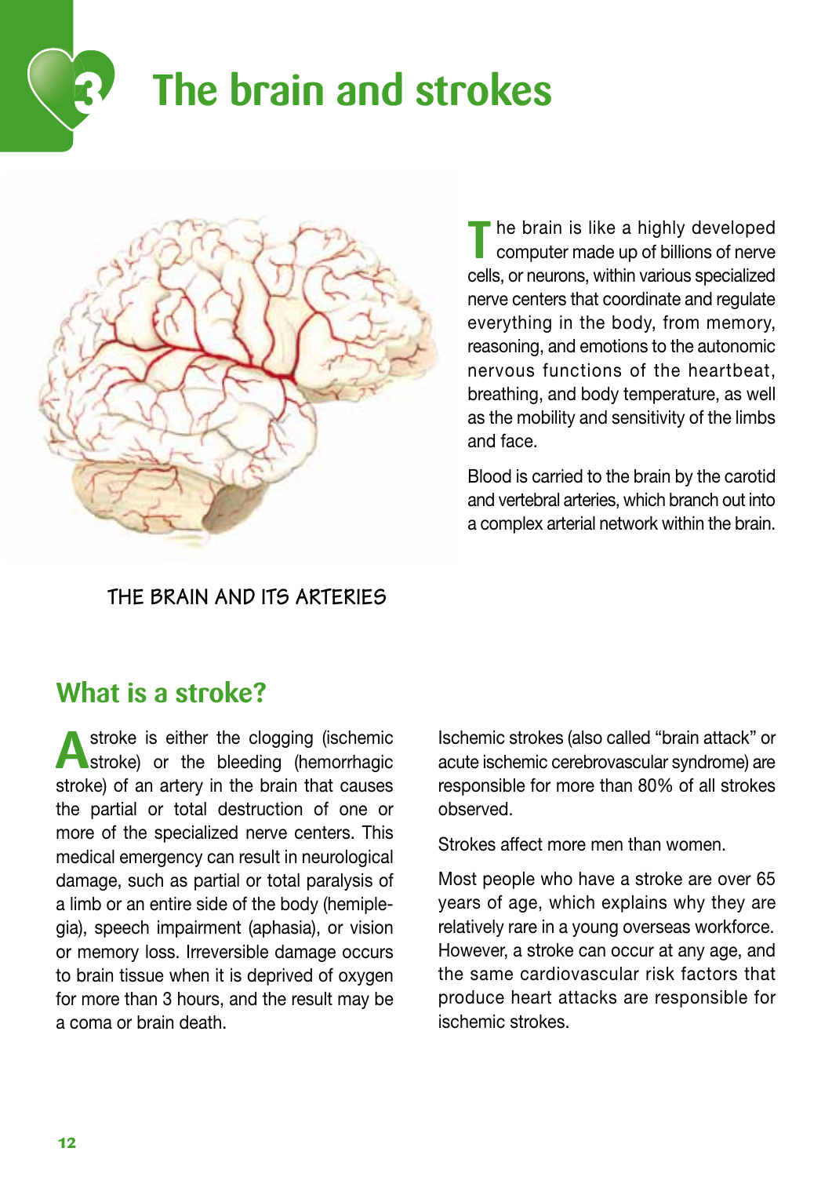# 3 The brain and strokes

The brain is like a highly developed computer made up of billions of nerve cells, or neurons, within various specialized nerve centers that coordinate and regulate everything in the body, from memory, reasoning, and emotions to the autonomic nervous functions of the heartbeat, breathing, and body temperature, as well as the mobility and sensitivity of the limbs and face.

Blood is carried to the brain by the carotid and vertebral arteries, which branch out into a complex arterial network within the brain.

THE BRAIN AND ITS ARTERIES

## What is a stroke?

A stroke is either the clogging (ischemic stroke) or the bleeding (hemorrhagic stroke) of an artery in the brain that causes the partial or total destruction of one or more of the specialized nerve centers. This medical emergency can result in neurological damage, such as partial or total paralysis of a limb or an entire side of the body (hemiplegia), speech impairment (aphasia), or vision or memory loss. Irreversible damage occurs to brain tissue when it is deprived of oxygen for more than 3 hours, and the result may be a coma or brain death.

Ischemic strokes (also called "brain attack" or acute ischemic cerebrovascular syndrome) are responsible for more than 80% of all strokes observed.

Strokes affect more men than women.

Most people who have a stroke are over 65 years of age, which explains why they are relatively rare in a young overseas workforce. However, a stroke can occur at any age, and the same cardiovascular risk factors that produce heart attacks are responsible for ischemic strokes.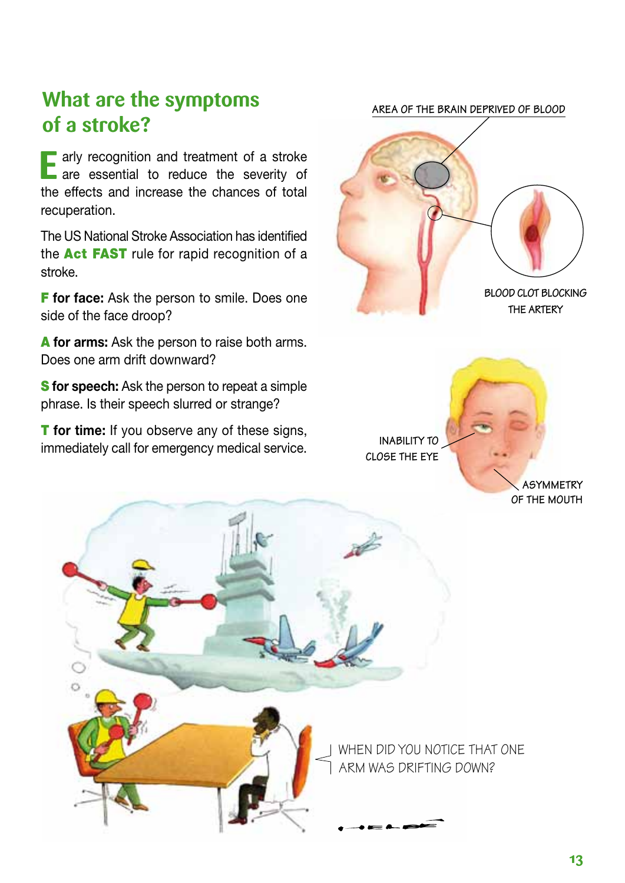## What are the symptoms of a stroke?

Early recognition and treatment of a stroke are essential to reduce the severity of the effects and increase the chances of total recuperation.

The US National Stroke Association has identified the **Act FAST** rule for rapid recognition of a stroke.

**F for face:** Ask the person to smile. Does one side of the face droop?

**A for arms:** Ask the person to raise both arms. Does one arm drift downward?

**S for speech:** Ask the person to repeat a simple phrase. Is their speech slurred or strange?

**T for time:** If you observe any of these signs, immediately call for emergency medical service.

AREA OF THE BRAIN DEPRIVED OF BLOOD

BLOOD CLOT BLOCKING THE ARTERY

INABILITY TO CLOSE THE EYE

ASYMMETRY OF THE MOUTH

WHEN DID YOU NOTICE THAT ONE ARM WAS DRIFTING DOWN?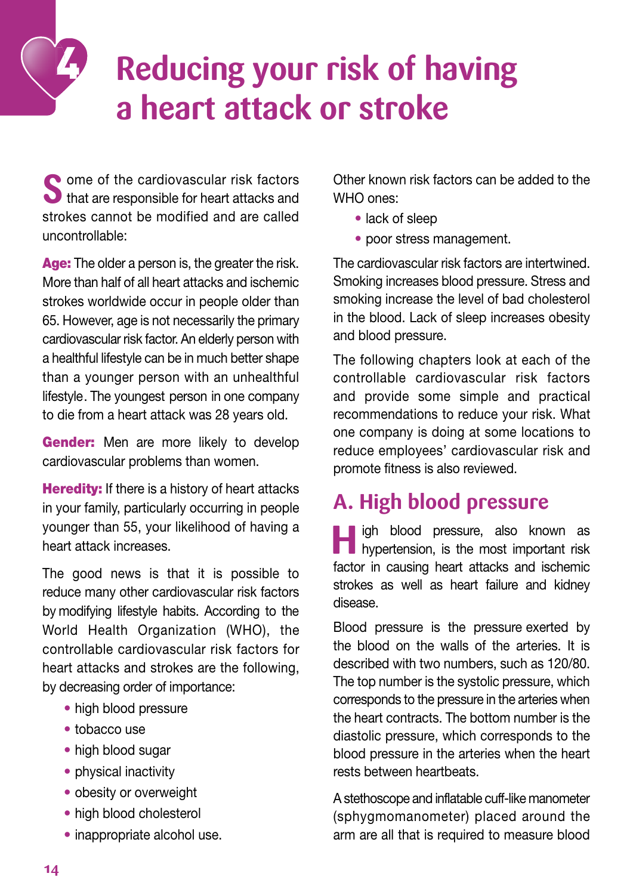# 4 Reducing your risk of having a heart attack or stroke

Some of the cardiovascular risk factors that are responsible for heart attacks and strokes cannot be modified and are called uncontrollable:

**Age:** The older a person is, the greater the risk. More than half of all heart attacks and ischemic strokes worldwide occur in people older than 65. However, age is not necessarily the primary cardiovascular risk factor. An elderly person with a healthful lifestyle can be in much better shape than a younger person with an unhealthful lifestyle. The youngest person in one company to die from a heart attack was 28 years old.

**Gender:** Men are more likely to develop cardiovascular problems than women.

**Heredity:** If there is a history of heart attacks in your family, particularly occurring in people younger than 55, your likelihood of having a heart attack increases.

The good news is that it is possible to reduce many other cardiovascular risk factors by modifying lifestyle habits. According to the World Health Organization (WHO), the controllable cardiovascular risk factors for heart attacks and strokes are the following, by decreasing order of importance:

- high blood pressure
- tobacco use
- high blood sugar
- physical inactivity
- obesity or overweight
- high blood cholesterol
- inappropriate alcohol use.

Other known risk factors can be added to the WHO ones:

- lack of sleep
- poor stress management.

The cardiovascular risk factors are intertwined. Smoking increases blood pressure. Stress and smoking increase the level of bad cholesterol in the blood. Lack of sleep increases obesity and blood pressure.

The following chapters look at each of the controllable cardiovascular risk factors and provide some simple and practical recommendations to reduce your risk. What one company is doing at some locations to reduce employees' cardiovascular risk and promote fitness is also reviewed.

## A. High blood pressure

High blood pressure, also known as hypertension, is the most important risk factor in causing heart attacks and ischemic strokes as well as heart failure and kidney disease.

Blood pressure is the pressure exerted by the blood on the walls of the arteries. It is described with two numbers, such as 120/80. The top number is the systolic pressure, which corresponds to the pressure in the arteries when the heart contracts. The bottom number is the diastolic pressure, which corresponds to the blood pressure in the arteries when the heart rests between heartbeats.

A stethoscope and inflatable cuff-like manometer (sphygmomanometer) placed around the arm are all that is required to measure blood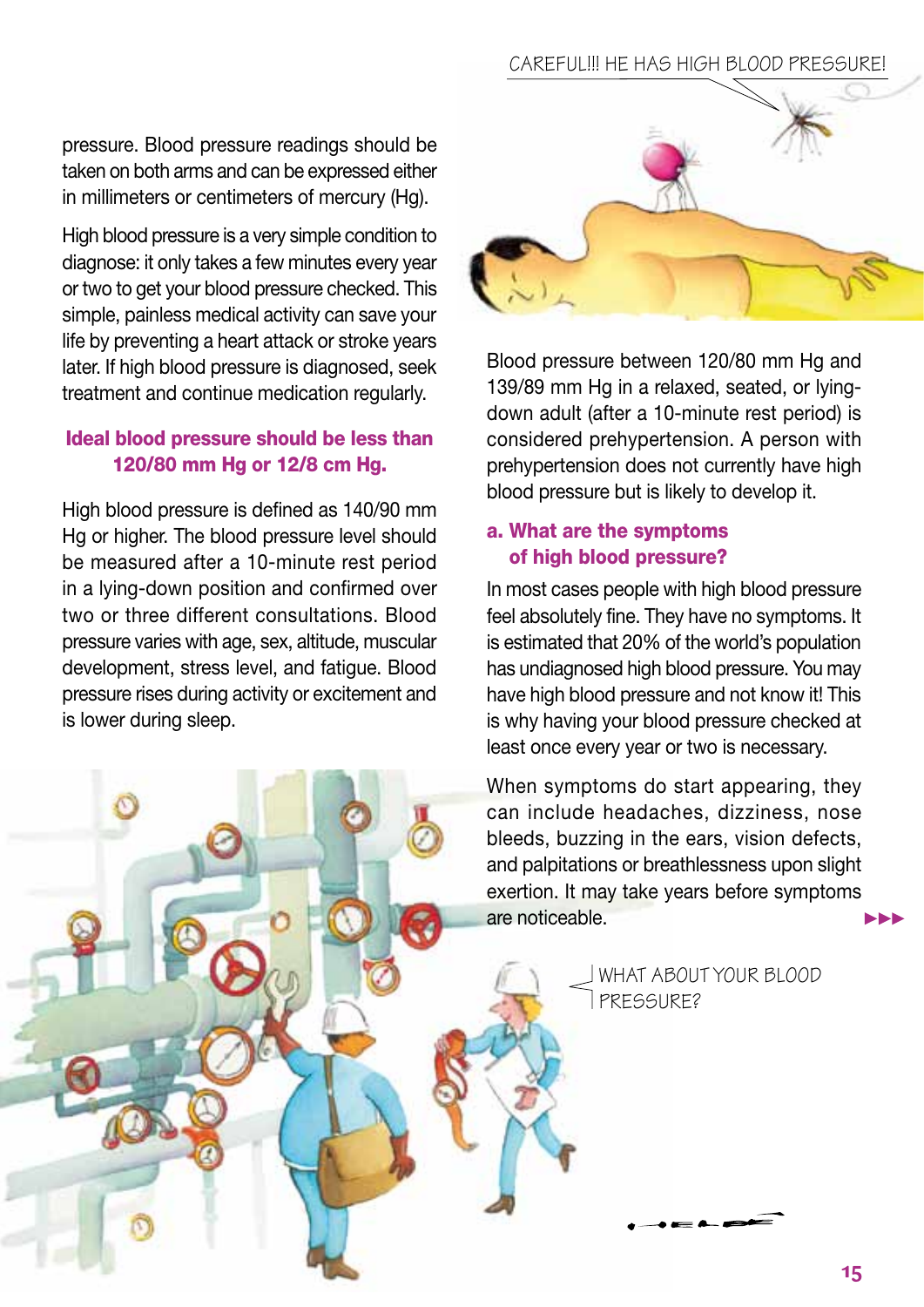pressure. Blood pressure readings should be taken on both arms and can be expressed either in millimeters or centimeters of mercury (Hg).

High blood pressure is a very simple condition to diagnose: it only takes a few minutes every year or two to get your blood pressure checked. This simple, painless medical activity can save your life by preventing a heart attack or stroke years later. If high blood pressure is diagnosed, seek treatment and continue medication regularly.

**Ideal blood pressure should be less than 120/80 mm Hg or 12/8 cm Hg.**

High blood pressure is defined as 140/90 mm Hg or higher. The blood pressure level should be measured after a 10-minute rest period in a lying-down position and confirmed over two or three different consultations. Blood pressure varies with age, sex, altitude, muscular development, stress level, and fatigue. Blood pressure rises during activity or excitement and is lower during sleep.

Blood pressure between 120/80 mm Hg and 139/89 mm Hg in a relaxed, seated, or lying-down adult (after a 10-minute rest period) is considered prehypertension. A person with prehypertension does not currently have high blood pressure but is likely to develop it.

### a. What are the symptoms of high blood pressure?

In most cases people with high blood pressure feel absolutely fine. They have no symptoms. It is estimated that 20% of the world's population has undiagnosed high blood pressure. You may have high blood pressure and not know it! This is why having your blood pressure checked at least once every year or two is necessary.

When symptoms do start appearing, they can include headaches, dizziness, nose bleeds, buzzing in the ears, vision defects, and palpitations or breathlessness upon slight exertion. It may take years before symptoms are noticeable.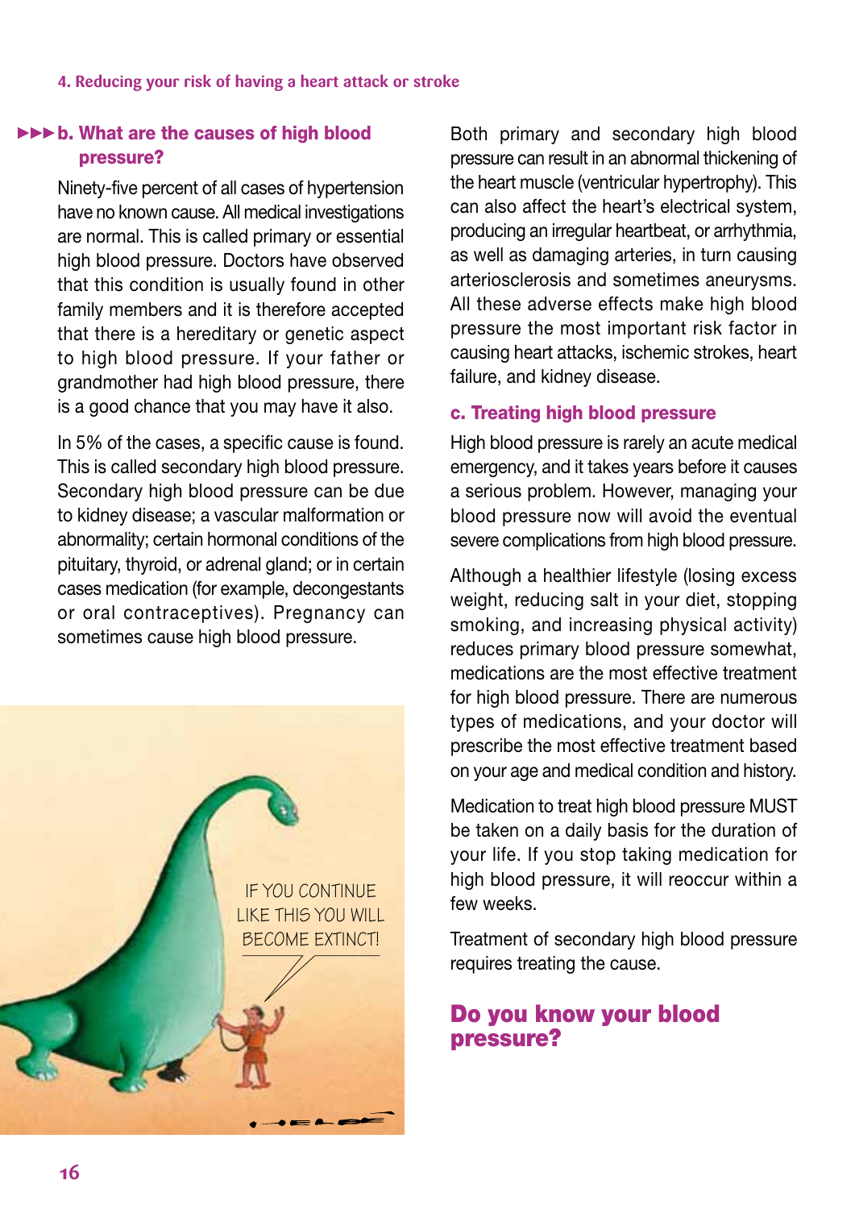## b. What are the causes of high blood pressure?

Ninety-five percent of all cases of hypertension have no known cause. All medical investigations are normal. This is called primary or essential high blood pressure. Doctors have observed that this condition is usually found in other family members and it is therefore accepted that there is a hereditary or genetic aspect to high blood pressure. If your father or grandmother had high blood pressure, there is a good chance that you may have it also.

In 5% of the cases, a specific cause is found. This is called secondary high blood pressure. Secondary high blood pressure can be due to kidney disease; a vascular malformation or abnormality; certain hormonal conditions of the pituitary, thyroid, or adrenal gland; or in certain cases medication (for example, decongestants or oral contraceptives). Pregnancy can sometimes cause high blood pressure.

IF YOU CONTINUE LIKE THIS YOU WILL BECOME EXTINCT!

Both primary and secondary high blood pressure can result in an abnormal thickening of the heart muscle (ventricular hypertrophy). This can also affect the heart's electrical system, producing an irregular heartbeat, or arrhythmia, as well as damaging arteries, in turn causing arteriosclerosis and sometimes aneurysms. All these adverse effects make high blood pressure the most important risk factor in causing heart attacks, ischemic strokes, heart failure, and kidney disease.

## c. Treating high blood pressure

High blood pressure is rarely an acute medical emergency, and it takes years before it causes a serious problem. However, managing your blood pressure now will avoid the eventual severe complications from high blood pressure.

Although a healthier lifestyle (losing excess weight, reducing salt in your diet, stopping smoking, and increasing physical activity) reduces primary blood pressure somewhat, medications are the most effective treatment for high blood pressure. There are numerous types of medications, and your doctor will prescribe the most effective treatment based on your age and medical condition and history.

Medication to treat high blood pressure MUST be taken on a daily basis for the duration of your life. If you stop taking medication for high blood pressure, it will reoccur within a few weeks.

Treatment of secondary high blood pressure requires treating the cause.

## Do you know your blood pressure?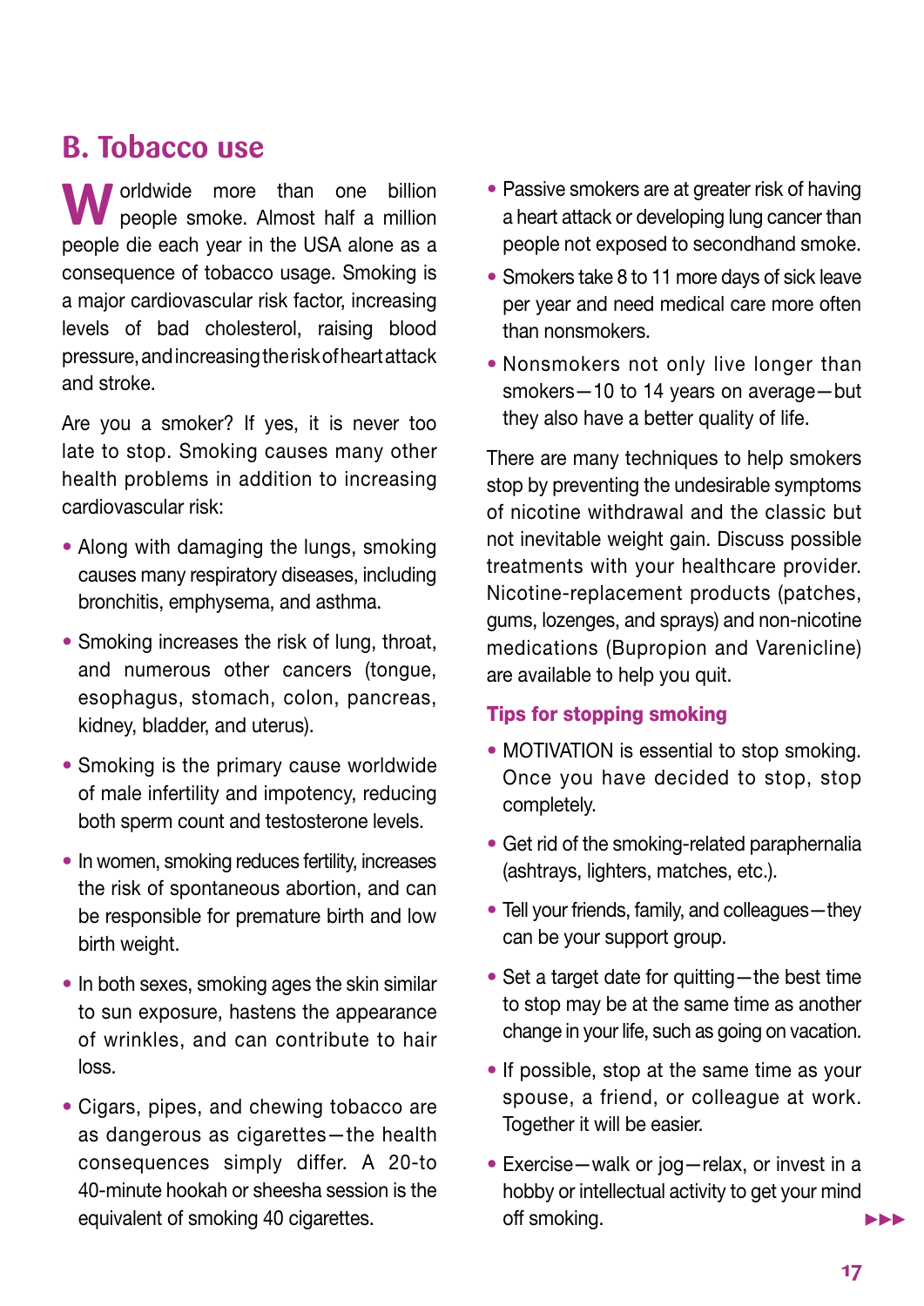## B. Tobacco use

Worldwide more than one billion people smoke. Almost half a million people die each year in the USA alone as a consequence of tobacco usage. Smoking is a major cardiovascular risk factor, increasing levels of bad cholesterol, raising blood pressure, and increasing the risk of heart attack and stroke.

Are you a smoker? If yes, it is never too late to stop. Smoking causes many other health problems in addition to increasing cardiovascular risk:

- Along with damaging the lungs, smoking causes many respiratory diseases, including bronchitis, emphysema, and asthma.
- Smoking increases the risk of lung, throat, and numerous other cancers (tongue, esophagus, stomach, colon, pancreas, kidney, bladder, and uterus).
- Smoking is the primary cause worldwide of male infertility and impotency, reducing both sperm count and testosterone levels.
- In women, smoking reduces fertility, increases the risk of spontaneous abortion, and can be responsible for premature birth and low birth weight.
- In both sexes, smoking ages the skin similar to sun exposure, hastens the appearance of wrinkles, and can contribute to hair loss.
- Cigars, pipes, and chewing tobacco are as dangerous as cigarettes—the health consequences simply differ. A 20-to 40-minute hookah or sheesha session is the equivalent of smoking 40 cigarettes.
- Passive smokers are at greater risk of having a heart attack or developing lung cancer than people not exposed to secondhand smoke.
- Smokers take 8 to 11 more days of sick leave per year and need medical care more often than nonsmokers.
- Nonsmokers not only live longer than smokers—10 to 14 years on average—but they also have a better quality of life.

There are many techniques to help smokers stop by preventing the undesirable symptoms of nicotine withdrawal and the classic but not inevitable weight gain. Discuss possible treatments with your healthcare provider. Nicotine-replacement products (patches, gums, lozenges, and sprays) and non-nicotine medications (Bupropion and Varenicline) are available to help you quit.

### Tips for stopping smoking

- MOTIVATION is essential to stop smoking. Once you have decided to stop, stop completely.
- Get rid of the smoking-related paraphernalia (ashtrays, lighters, matches, etc.).
- Tell your friends, family, and colleagues—they can be your support group.
- Set a target date for quitting—the best time to stop may be at the same time as another change in your life, such as going on vacation.
- If possible, stop at the same time as your spouse, a friend, or colleague at work. Together it will be easier.
- Exercise—walk or jog—relax, or invest in a hobby or intellectual activity to get your mind off smoking.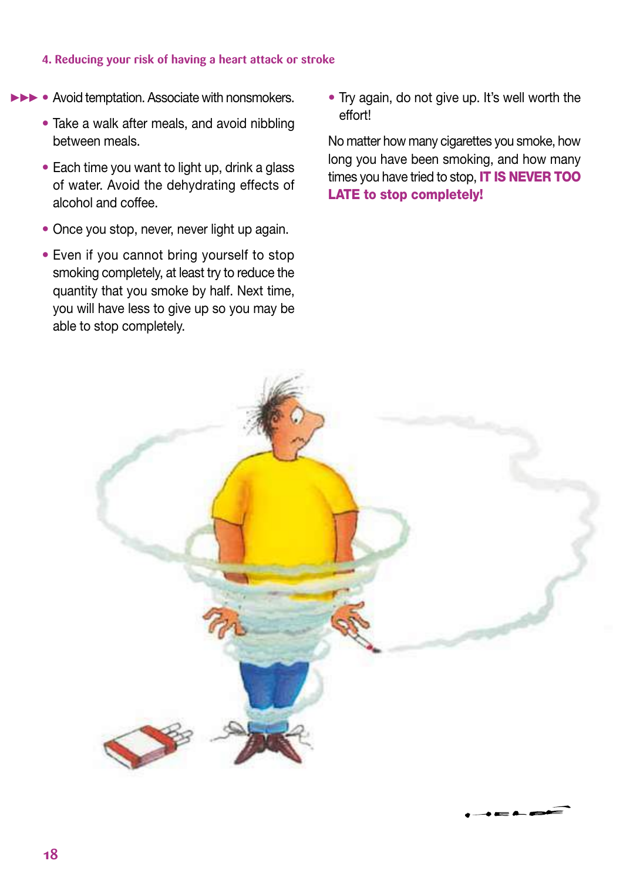- Avoid temptation. Associate with nonsmokers.
- Take a walk after meals, and avoid nibbling between meals.
- Each time you want to light up, drink a glass of water. Avoid the dehydrating effects of alcohol and coffee.
- Once you stop, never, never light up again.
- Even if you cannot bring yourself to stop smoking completely, at least try to reduce the quantity that you smoke by half. Next time, you will have less to give up so you may be able to stop completely.
- Try again, do not give up. It's well worth the effort!

No matter how many cigarettes you smoke, how long you have been smoking, and how many times you have tried to stop, **IT IS NEVER TOO LATE to stop completely!**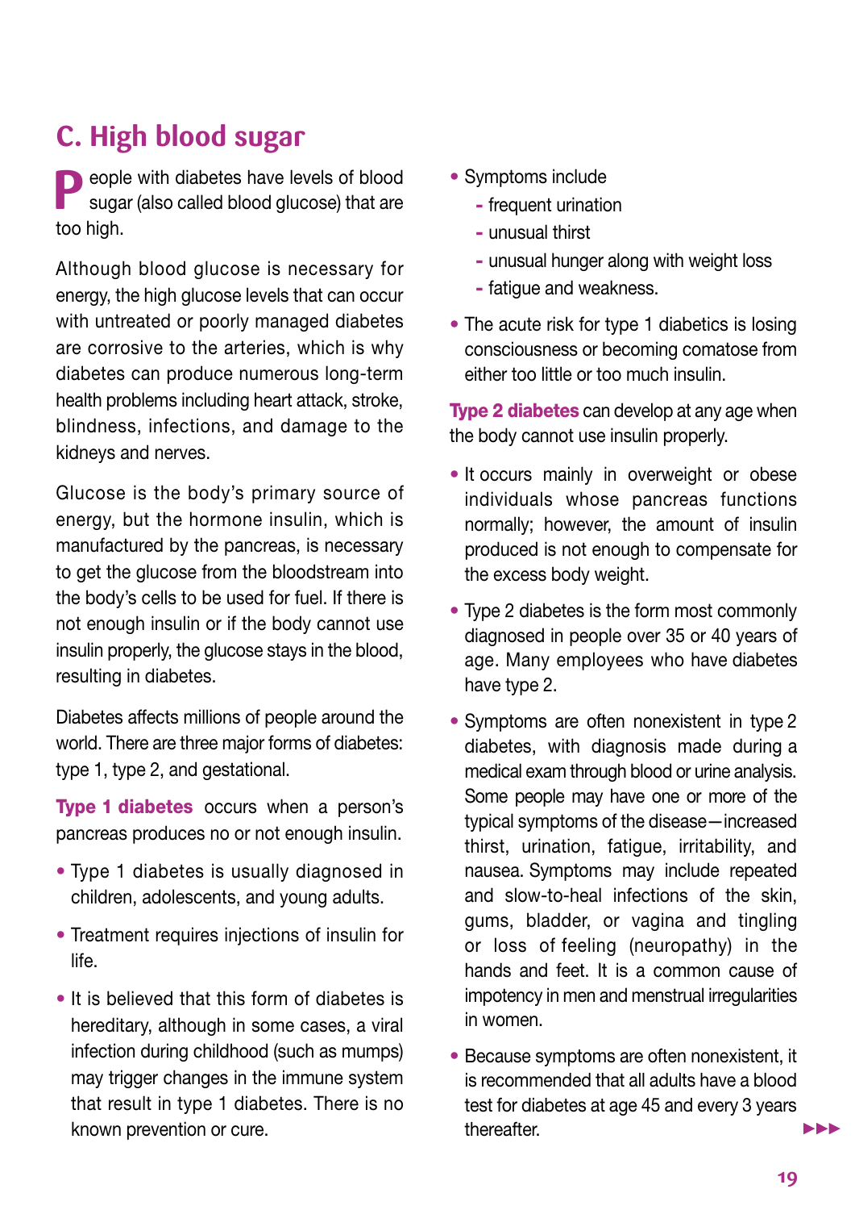## C. High blood sugar

People with diabetes have levels of blood sugar (also called blood glucose) that are too high.

Although blood glucose is necessary for energy, the high glucose levels that can occur with untreated or poorly managed diabetes are corrosive to the arteries, which is why diabetes can produce numerous long-term health problems including heart attack, stroke, blindness, infections, and damage to the kidneys and nerves.

Glucose is the body's primary source of energy, but the hormone insulin, which is manufactured by the pancreas, is necessary to get the glucose from the bloodstream into the body's cells to be used for fuel. If there is not enough insulin or if the body cannot use insulin properly, the glucose stays in the blood, resulting in diabetes.

Diabetes affects millions of people around the world. There are three major forms of diabetes: type 1, type 2, and gestational.

**Type 1 diabetes** occurs when a person's pancreas produces no or not enough insulin.

- Type 1 diabetes is usually diagnosed in children, adolescents, and young adults.
- Treatment requires injections of insulin for life.
- It is believed that this form of diabetes is hereditary, although in some cases, a viral infection during childhood (such as mumps) may trigger changes in the immune system that result in type 1 diabetes. There is no known prevention or cure.
- Symptoms include
  - frequent urination
  - unusual thirst
  - unusual hunger along with weight loss
  - fatigue and weakness.
- The acute risk for type 1 diabetics is losing consciousness or becoming comatose from either too little or too much insulin.

**Type 2 diabetes** can develop at any age when the body cannot use insulin properly.

- It occurs mainly in overweight or obese individuals whose pancreas functions normally; however, the amount of insulin produced is not enough to compensate for the excess body weight.
- Type 2 diabetes is the form most commonly diagnosed in people over 35 or 40 years of age. Many employees who have diabetes have type 2.
- Symptoms are often nonexistent in type 2 diabetes, with diagnosis made during a medical exam through blood or urine analysis. Some people may have one or more of the typical symptoms of the disease—increased thirst, urination, fatigue, irritability, and nausea. Symptoms may include repeated and slow-to-heal infections of the skin, gums, bladder, or vagina and tingling or loss of feeling (neuropathy) in the hands and feet. It is a common cause of impotency in men and menstrual irregularities in women.
- Because symptoms are often nonexistent, it is recommended that all adults have a blood test for diabetes at age 45 and every 3 years thereafter.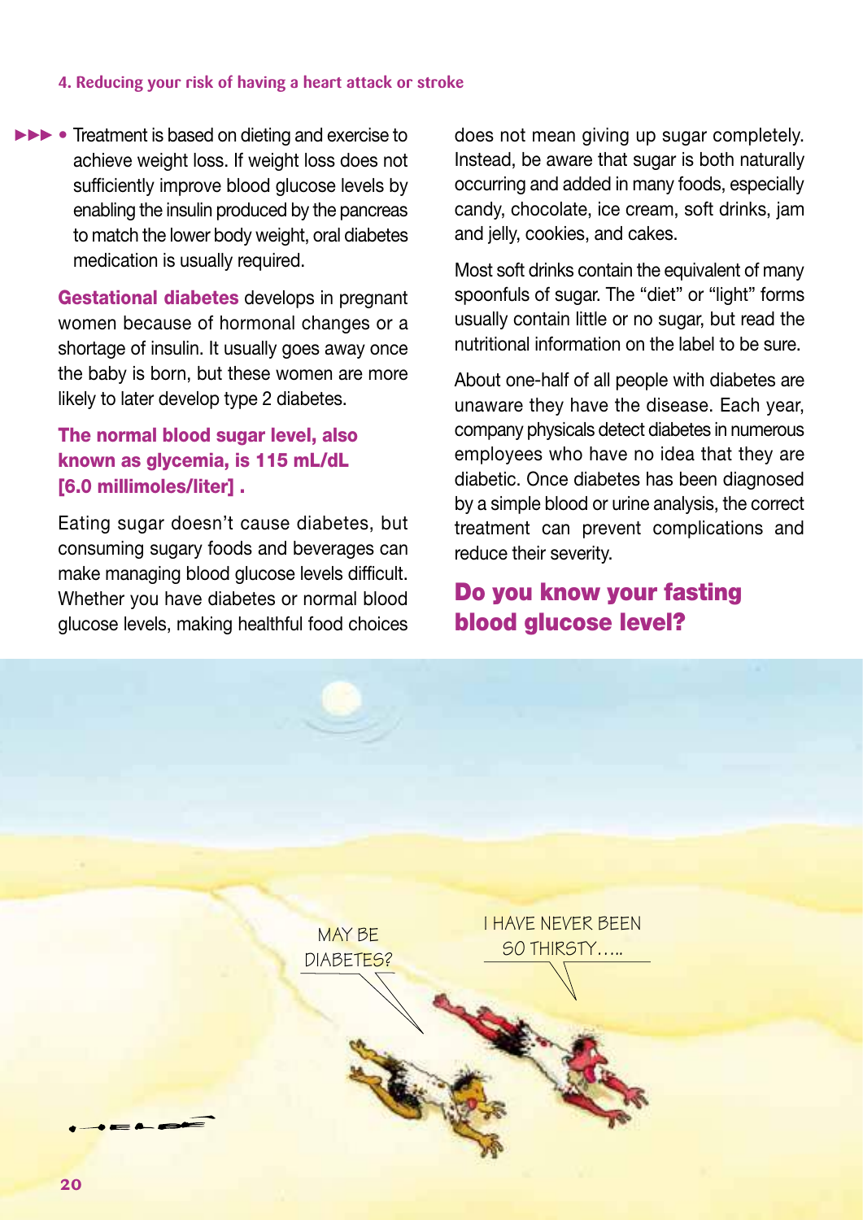- Treatment is based on dieting and exercise to achieve weight loss. If weight loss does not sufficiently improve blood glucose levels by enabling the insulin produced by the pancreas to match the lower body weight, oral diabetes medication is usually required.

**Gestational diabetes** develops in pregnant women because of hormonal changes or a shortage of insulin. It usually goes away once the baby is born, but these women are more likely to later develop type 2 diabetes.

**The normal blood sugar level, also known as glycemia, is 115 mL/dL [6.0 millimoles/liter] .**

Eating sugar doesn't cause diabetes, but consuming sugary foods and beverages can make managing blood glucose levels difficult. Whether you have diabetes or normal blood glucose levels, making healthful food choices does not mean giving up sugar completely. Instead, be aware that sugar is both naturally occurring and added in many foods, especially candy, chocolate, ice cream, soft drinks, jam and jelly, cookies, and cakes.

Most soft drinks contain the equivalent of many spoonfuls of sugar. The "diet" or "light" forms usually contain little or no sugar, but read the nutritional information on the label to be sure.

About one-half of all people with diabetes are unaware they have the disease. Each year, company physicals detect diabetes in numerous employees who have no idea that they are diabetic. Once diabetes has been diagnosed by a simple blood or urine analysis, the correct treatment can prevent complications and reduce their severity.

## Do you know your fasting blood glucose level?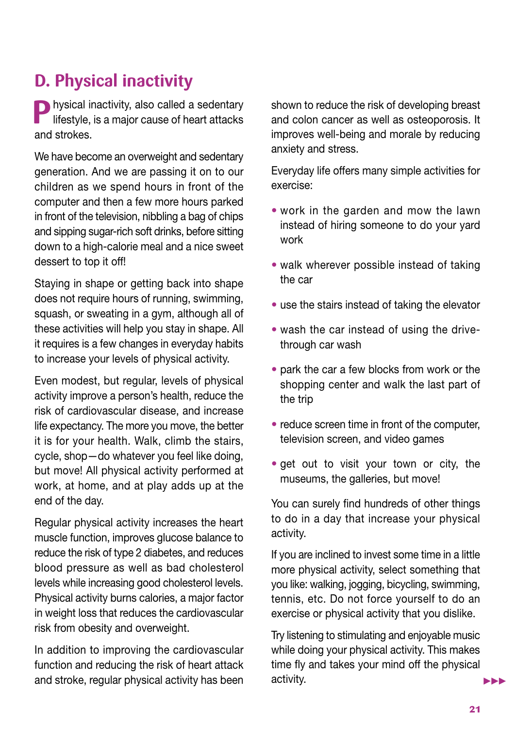## D. Physical inactivity

Physical inactivity, also called a sedentary lifestyle, is a major cause of heart attacks and strokes.

We have become an overweight and sedentary generation. And we are passing it on to our children as we spend hours in front of the computer and then a few more hours parked in front of the television, nibbling a bag of chips and sipping sugar-rich soft drinks, before sitting down to a high-calorie meal and a nice sweet dessert to top it off!

Staying in shape or getting back into shape does not require hours of running, swimming, squash, or sweating in a gym, although all of these activities will help you stay in shape. All it requires is a few changes in everyday habits to increase your levels of physical activity.

Even modest, but regular, levels of physical activity improve a person's health, reduce the risk of cardiovascular disease, and increase life expectancy. The more you move, the better it is for your health. Walk, climb the stairs, cycle, shop—do whatever you feel like doing, but move! All physical activity performed at work, at home, and at play adds up at the end of the day.

Regular physical activity increases the heart muscle function, improves glucose balance to reduce the risk of type 2 diabetes, and reduces blood pressure as well as bad cholesterol levels while increasing good cholesterol levels. Physical activity burns calories, a major factor in weight loss that reduces the cardiovascular risk from obesity and overweight.

In addition to improving the cardiovascular function and reducing the risk of heart attack and stroke, regular physical activity has been shown to reduce the risk of developing breast and colon cancer as well as osteoporosis. It improves well-being and morale by reducing anxiety and stress.

Everyday life offers many simple activities for exercise:

- work in the garden and mow the lawn instead of hiring someone to do your yard work
- walk wherever possible instead of taking the car
- use the stairs instead of taking the elevator
- wash the car instead of using the drive-through car wash
- park the car a few blocks from work or the shopping center and walk the last part of the trip
- reduce screen time in front of the computer, television screen, and video games
- get out to visit your town or city, the museums, the galleries, but move!

You can surely find hundreds of other things to do in a day that increase your physical activity.

If you are inclined to invest some time in a little more physical activity, select something that you like: walking, jogging, bicycling, swimming, tennis, etc. Do not force yourself to do an exercise or physical activity that you dislike.

Try listening to stimulating and enjoyable music while doing your physical activity. This makes time fly and takes your mind off the physical activity.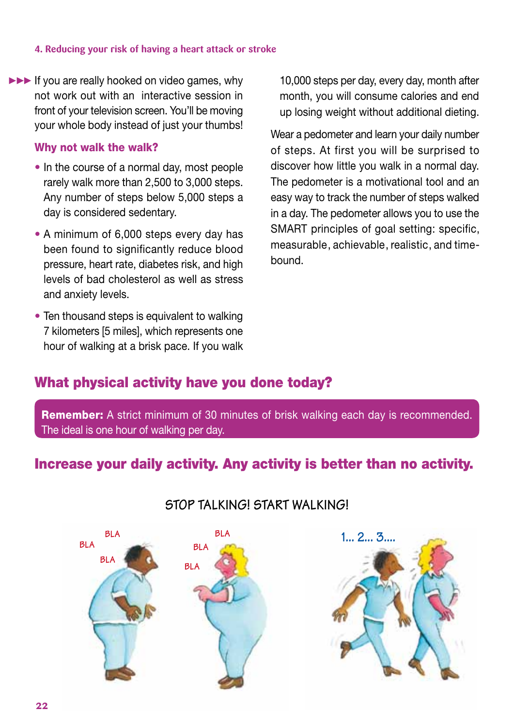If you are really hooked on video games, why not work out with an interactive session in front of your television screen. You'll be moving your whole body instead of just your thumbs!

### Why not walk the walk?

- In the course of a normal day, most people rarely walk more than 2,500 to 3,000 steps. Any number of steps below 5,000 steps a day is considered sedentary.
- A minimum of 6,000 steps every day has been found to significantly reduce blood pressure, heart rate, diabetes risk, and high levels of bad cholesterol as well as stress and anxiety levels.
- Ten thousand steps is equivalent to walking 7 kilometers [5 miles], which represents one hour of walking at a brisk pace. If you walk 10,000 steps per day, every day, month after month, you will consume calories and end up losing weight without additional dieting.

Wear a pedometer and learn your daily number of steps. At first you will be surprised to discover how little you walk in a normal day. The pedometer is a motivational tool and an easy way to track the number of steps walked in a day. The pedometer allows you to use the SMART principles of goal setting: specific, measurable, achievable, realistic, and time-bound.

## What physical activity have you done today?

**Remember:** A strict minimum of 30 minutes of brisk walking each day is recommended. The ideal is one hour of walking per day.

## Increase your daily activity. Any activity is better than no activity.

STOP TALKING! START WALKING!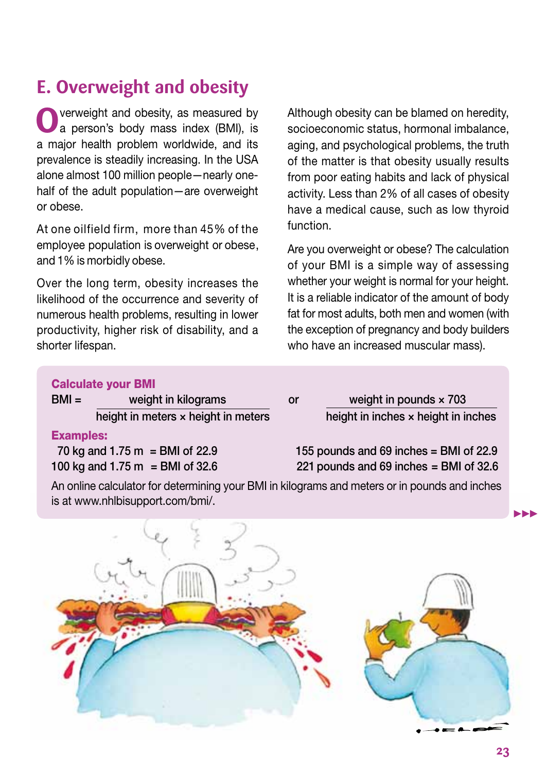## E. Overweight and obesity

Overweight and obesity, as measured by a person's body mass index (BMI), is a major health problem worldwide, and its prevalence is steadily increasing. In the USA alone almost 100 million people—nearly one-half of the adult population—are overweight or obese.

At one oilfield firm, more than 45% of the employee population is overweight or obese, and 1% is morbidly obese.

Over the long term, obesity increases the likelihood of the occurrence and severity of numerous health problems, resulting in lower productivity, higher risk of disability, and a shorter lifespan.

Although obesity can be blamed on heredity, socioeconomic status, hormonal imbalance, aging, and psychological problems, the truth of the matter is that obesity usually results from poor eating habits and lack of physical activity. Less than 2% of all cases of obesity have a medical cause, such as low thyroid function.

Are you overweight or obese? The calculation of your BMI is a simple way of assessing whether your weight is normal for your height. It is a reliable indicator of the amount of body fat for most adults, both men and women (with the exception of pregnancy and body builders who have an increased muscular mass).

**Calculate your BMI**

$$\text{BMI} = \frac{\text{weight in kilograms}}{\text{height in meters} \times \text{height in meters}} \quad \text{or} \quad \frac{\text{weight in pounds} \times 703}{\text{height in inches} \times \text{height in inches}}$$

**Examples:**

| | |
|---|---|
| 70 kg and 1.75 m = BMI of 22.9 | 155 pounds and 69 inches = BMI of 22.9 |
| 100 kg and 1.75 m = BMI of 32.6 | 221 pounds and 69 inches = BMI of 32.6 |

An online calculator for determining your BMI in kilograms and meters or in pounds and inches is at www.nhlbisupport.com/bmi/.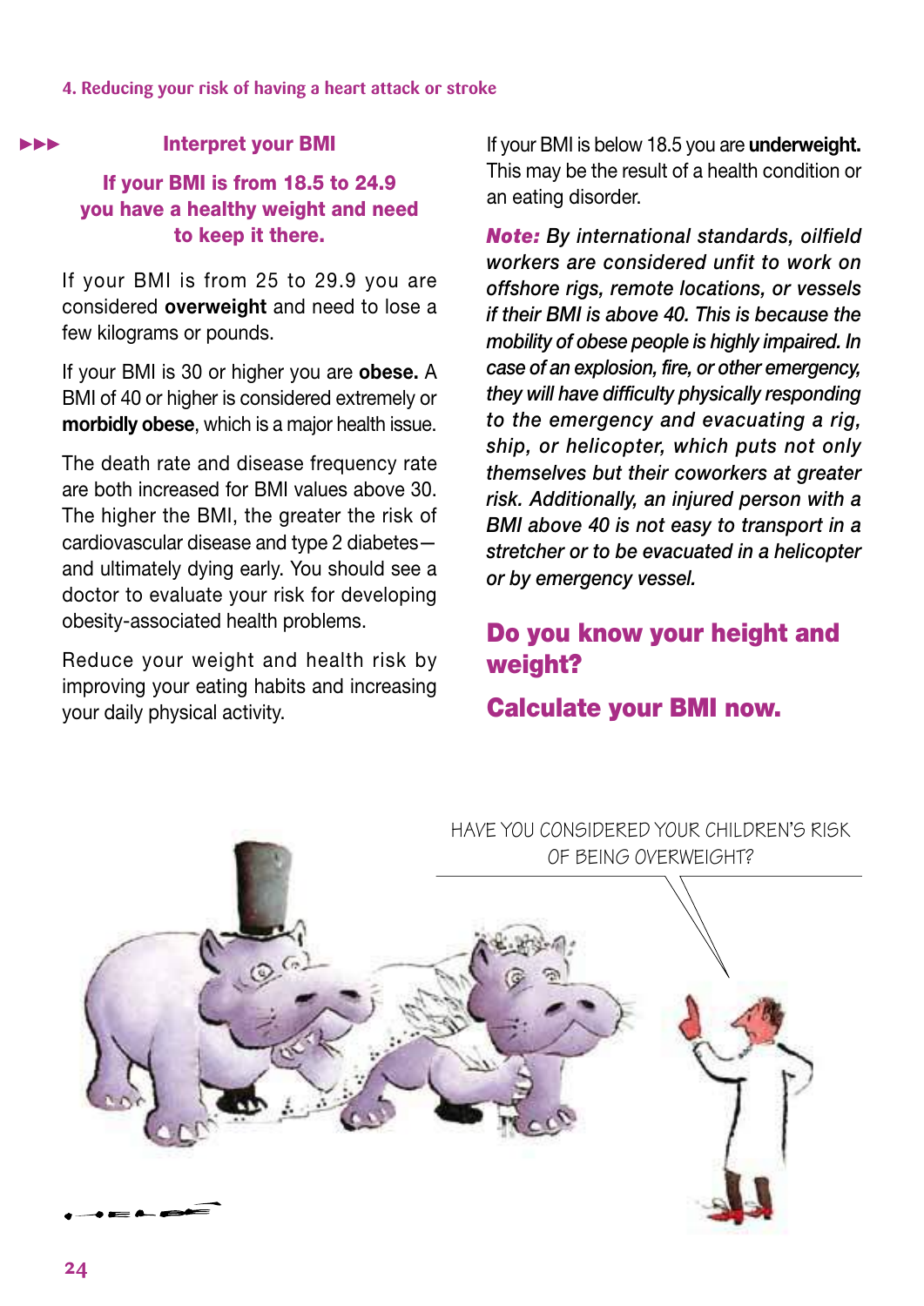## Interpret your BMI

**If your BMI is from 18.5 to 24.9 you have a healthy weight and need to keep it there.**

If your BMI is from 25 to 29.9 you are considered **overweight** and need to lose a few kilograms or pounds.

If your BMI is 30 or higher you are **obese.** A BMI of 40 or higher is considered extremely or **morbidly obese**, which is a major health issue.

The death rate and disease frequency rate are both increased for BMI values above 30. The higher the BMI, the greater the risk of cardiovascular disease and type 2 diabetes—and ultimately dying early. You should see a doctor to evaluate your risk for developing obesity-associated health problems.

Reduce your weight and health risk by improving your eating habits and increasing your daily physical activity.

If your BMI is below 18.5 you are **underweight.** This may be the result of a health condition or an eating disorder.

***Note:*** *By international standards, oilfield workers are considered unfit to work on offshore rigs, remote locations, or vessels if their BMI is above 40. This is because the mobility of obese people is highly impaired. In case of an explosion, fire, or other emergency, they will have difficulty physically responding to the emergency and evacuating a rig, ship, or helicopter, which puts not only themselves but their coworkers at greater risk. Additionally, an injured person with a BMI above 40 is not easy to transport in a stretcher or to be evacuated in a helicopter or by emergency vessel.*

## Do you know your height and weight?

## Calculate your BMI now.

HAVE YOU CONSIDERED YOUR CHILDREN'S RISK OF BEING OVERWEIGHT?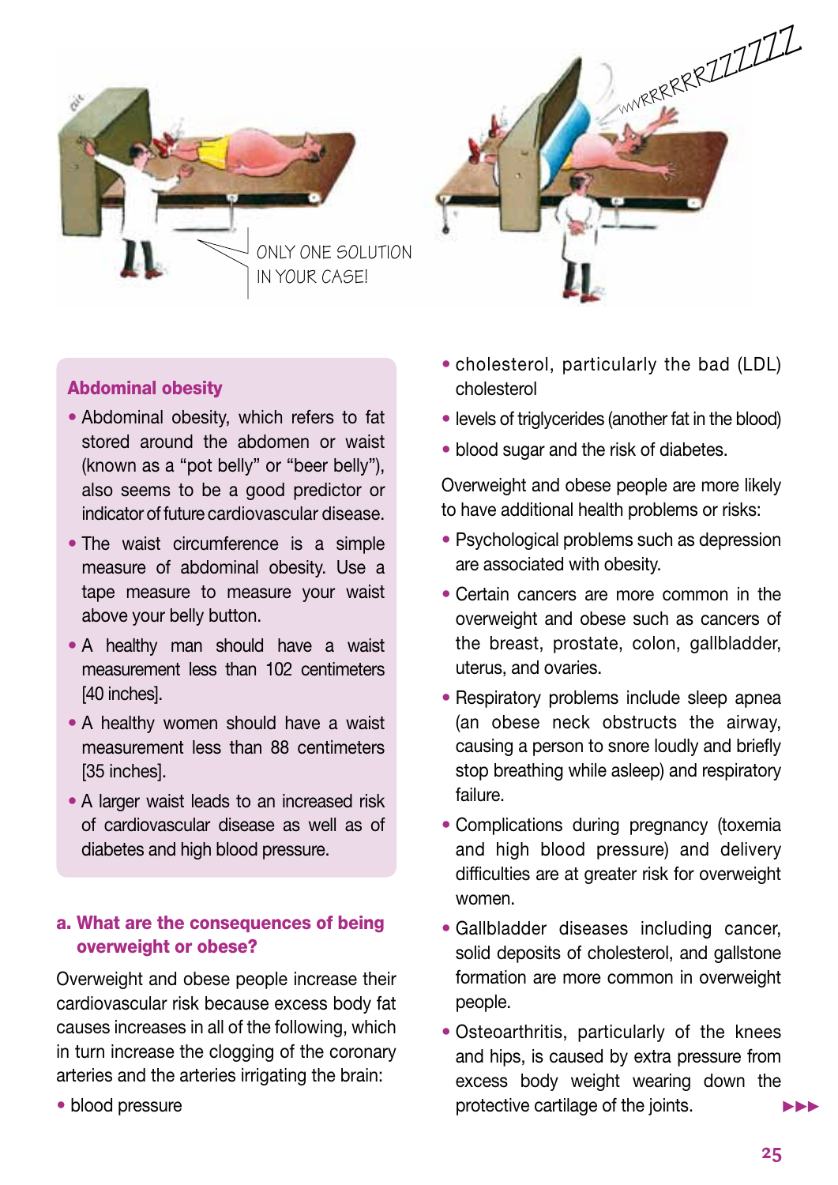## Abdominal obesity

- Abdominal obesity, which refers to fat stored around the abdomen or waist (known as a "pot belly" or "beer belly"), also seems to be a good predictor or indicator of future cardiovascular disease.
- The waist circumference is a simple measure of abdominal obesity. Use a tape measure to measure your waist above your belly button.
- A healthy man should have a waist measurement less than 102 centimeters [40 inches].
- A healthy women should have a waist measurement less than 88 centimeters [35 inches].
- A larger waist leads to an increased risk of cardiovascular disease as well as of diabetes and high blood pressure.

### a. What are the consequences of being overweight or obese?

Overweight and obese people increase their cardiovascular risk because excess body fat causes increases in all of the following, which in turn increase the clogging of the coronary arteries and the arteries irrigating the brain:

- blood pressure
- cholesterol, particularly the bad (LDL) cholesterol
- levels of triglycerides (another fat in the blood)
- blood sugar and the risk of diabetes.

Overweight and obese people are more likely to have additional health problems or risks:

- Psychological problems such as depression are associated with obesity.
- Certain cancers are more common in the overweight and obese such as cancers of the breast, prostate, colon, gallbladder, uterus, and ovaries.
- Respiratory problems include sleep apnea (an obese neck obstructs the airway, causing a person to snore loudly and briefly stop breathing while asleep) and respiratory failure.
- Complications during pregnancy (toxemia and high blood pressure) and delivery difficulties are at greater risk for overweight women.
- Gallbladder diseases including cancer, solid deposits of cholesterol, and gallstone formation are more common in overweight people.
- Osteoarthritis, particularly of the knees and hips, is caused by extra pressure from excess body weight wearing down the protective cartilage of the joints.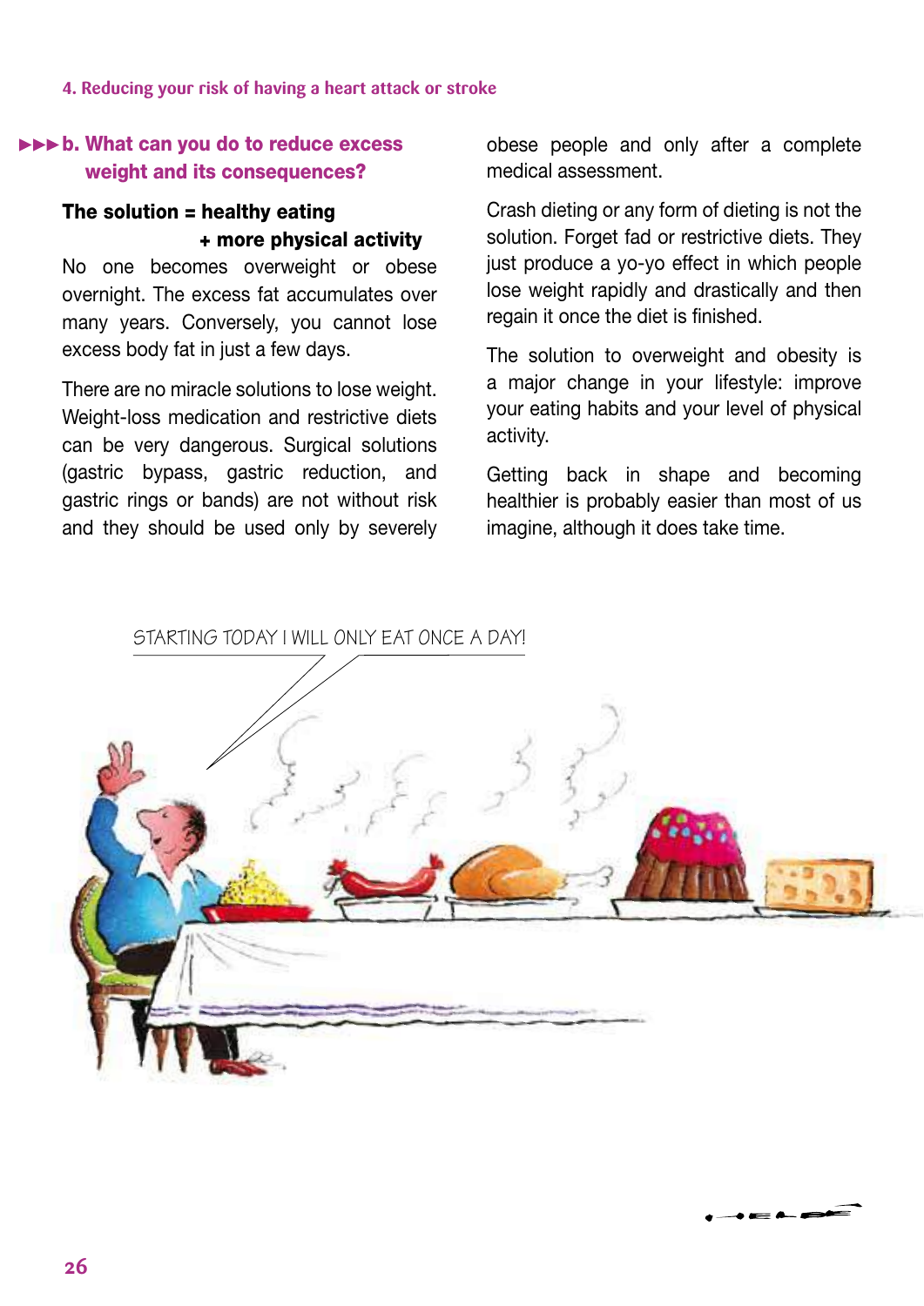## b. What can you do to reduce excess weight and its consequences?

**The solution = healthy eating**
**+ more physical activity**

No one becomes overweight or obese overnight. The excess fat accumulates over many years. Conversely, you cannot lose excess body fat in just a few days.

There are no miracle solutions to lose weight. Weight-loss medication and restrictive diets can be very dangerous. Surgical solutions (gastric bypass, gastric reduction, and gastric rings or bands) are not without risk and they should be used only by severely obese people and only after a complete medical assessment.

Crash dieting or any form of dieting is not the solution. Forget fad or restrictive diets. They just produce a yo-yo effect in which people lose weight rapidly and drastically and then regain it once the diet is finished.

The solution to overweight and obesity is a major change in your lifestyle: improve your eating habits and your level of physical activity.

Getting back in shape and becoming healthier is probably easier than most of us imagine, although it does take time.

STARTING TODAY I WILL ONLY EAT ONCE A DAY!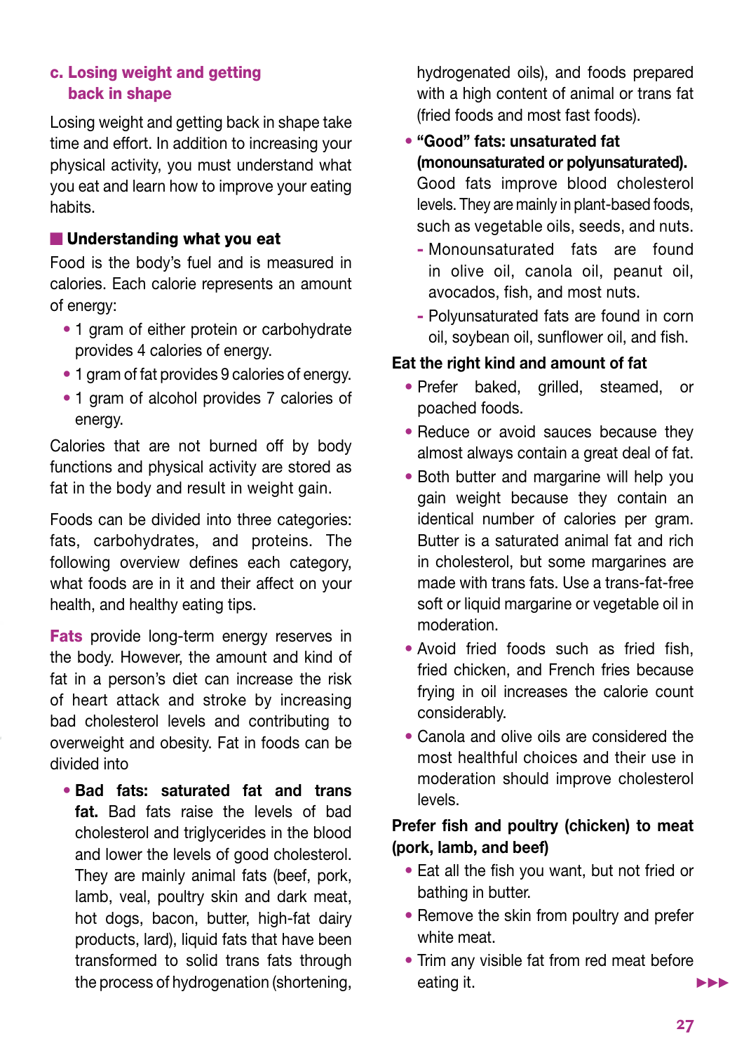### c. Losing weight and getting back in shape

Losing weight and getting back in shape take time and effort. In addition to increasing your physical activity, you must understand what you eat and learn how to improve your eating habits.

#### Understanding what you eat

Food is the body's fuel and is measured in calories. Each calorie represents an amount of energy:

- 1 gram of either protein or carbohydrate provides 4 calories of energy.
- 1 gram of fat provides 9 calories of energy.
- 1 gram of alcohol provides 7 calories of energy.

Calories that are not burned off by body functions and physical activity are stored as fat in the body and result in weight gain.

Foods can be divided into three categories: fats, carbohydrates, and proteins. The following overview defines each category, what foods are in it and their affect on your health, and healthy eating tips.

**Fats** provide long-term energy reserves in the body. However, the amount and kind of fat in a person's diet can increase the risk of heart attack and stroke by increasing bad cholesterol levels and contributing to overweight and obesity. Fat in foods can be divided into

- **Bad fats: saturated fat and trans fat.** Bad fats raise the levels of bad cholesterol and triglycerides in the blood and lower the levels of good cholesterol. They are mainly animal fats (beef, pork, lamb, veal, poultry skin and dark meat, hot dogs, bacon, butter, high-fat dairy products, lard), liquid fats that have been transformed to solid trans fats through the process of hydrogenation (shortening, hydrogenated oils), and foods prepared with a high content of animal or trans fat (fried foods and most fast foods).
- **"Good" fats: unsaturated fat (monounsaturated or polyunsaturated).** Good fats improve blood cholesterol levels. They are mainly in plant-based foods, such as vegetable oils, seeds, and nuts.
  - Monounsaturated fats are found in olive oil, canola oil, peanut oil, avocados, fish, and most nuts.
  - Polyunsaturated fats are found in corn oil, soybean oil, sunflower oil, and fish.

**Eat the right kind and amount of fat**

- Prefer baked, grilled, steamed, or poached foods.
- Reduce or avoid sauces because they almost always contain a great deal of fat.
- Both butter and margarine will help you gain weight because they contain an identical number of calories per gram. Butter is a saturated animal fat and rich in cholesterol, but some margarines are made with trans fats. Use a trans-fat-free soft or liquid margarine or vegetable oil in moderation.
- Avoid fried foods such as fried fish, fried chicken, and French fries because frying in oil increases the calorie count considerably.
- Canola and olive oils are considered the most healthful choices and their use in moderation should improve cholesterol levels.

**Prefer fish and poultry (chicken) to meat (pork, lamb, and beef)**

- Eat all the fish you want, but not fried or bathing in butter.
- Remove the skin from poultry and prefer white meat.
- Trim any visible fat from red meat before eating it.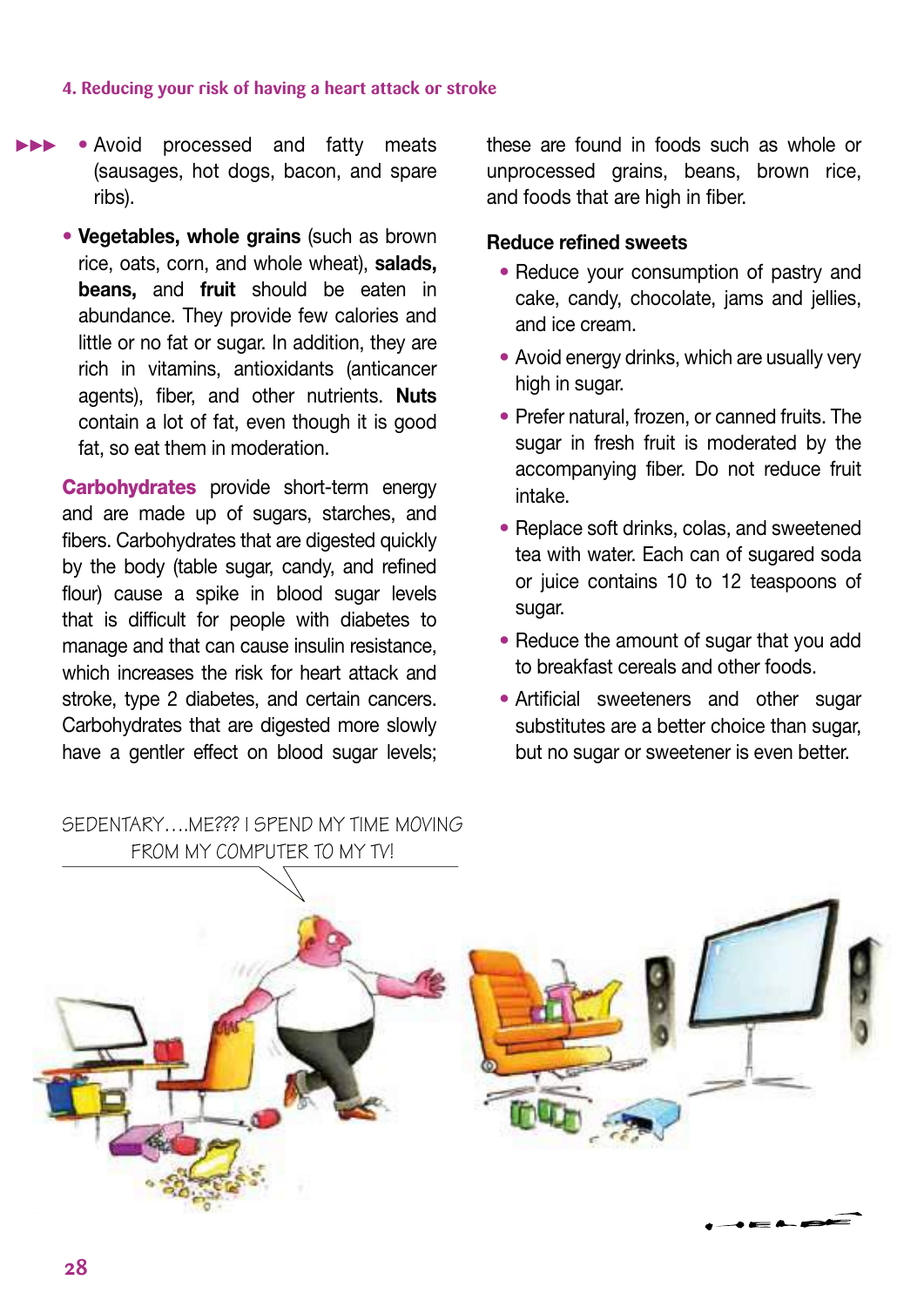- Avoid processed and fatty meats (sausages, hot dogs, bacon, and spare ribs).

- **Vegetables, whole grains** (such as brown rice, oats, corn, and whole wheat), **salads, beans,** and **fruit** should be eaten in abundance. They provide few calories and little or no fat or sugar. In addition, they are rich in vitamins, antioxidants (anticancer agents), fiber, and other nutrients. **Nuts** contain a lot of fat, even though it is good fat, so eat them in moderation.

**Carbohydrates** provide short-term energy and are made up of sugars, starches, and fibers. Carbohydrates that are digested quickly by the body (table sugar, candy, and refined flour) cause a spike in blood sugar levels that is difficult for people with diabetes to manage and that can cause insulin resistance, which increases the risk for heart attack and stroke, type 2 diabetes, and certain cancers. Carbohydrates that are digested more slowly have a gentler effect on blood sugar levels; these are found in foods such as whole or unprocessed grains, beans, brown rice, and foods that are high in fiber.

**Reduce refined sweets**

- Reduce your consumption of pastry and cake, candy, chocolate, jams and jellies, and ice cream.
- Avoid energy drinks, which are usually very high in sugar.
- Prefer natural, frozen, or canned fruits. The sugar in fresh fruit is moderated by the accompanying fiber. Do not reduce fruit intake.
- Replace soft drinks, colas, and sweetened tea with water. Each can of sugared soda or juice contains 10 to 12 teaspoons of sugar.
- Reduce the amount of sugar that you add to breakfast cereals and other foods.
- Artificial sweeteners and other sugar substitutes are a better choice than sugar, but no sugar or sweetener is even better.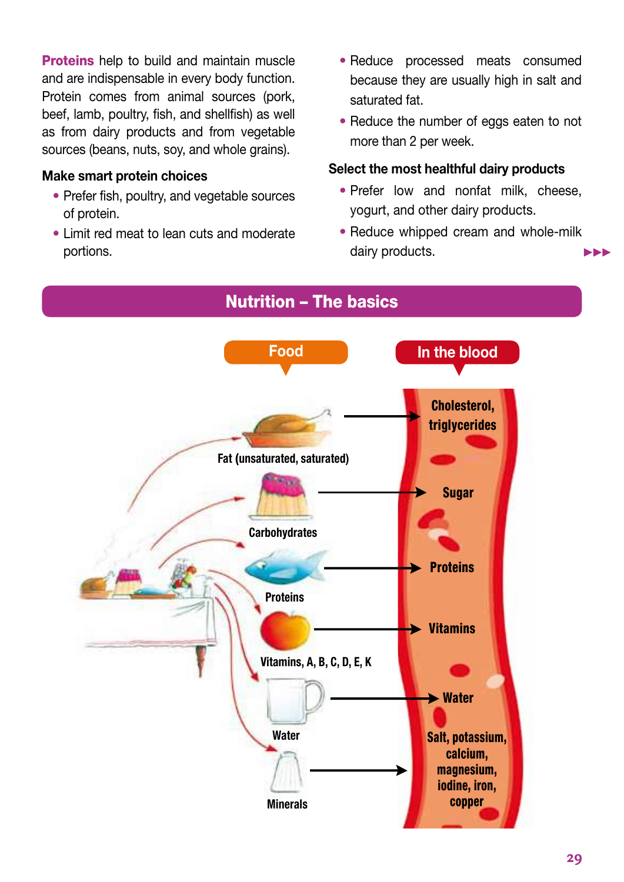**Proteins** help to build and maintain muscle and are indispensable in every body function. Protein comes from animal sources (pork, beef, lamb, poultry, fish, and shellfish) as well as from dairy products and from vegetable sources (beans, nuts, soy, and whole grains).

### Make smart protein choices

- Prefer fish, poultry, and vegetable sources of protein.
- Limit red meat to lean cuts and moderate portions.
- Reduce processed meats consumed because they are usually high in salt and saturated fat.
- Reduce the number of eggs eaten to not more than 2 per week.

### Select the most healthful dairy products

- Prefer low and nonfat milk, cheese, yogurt, and other dairy products.
- Reduce whipped cream and whole-milk dairy products.

## Nutrition – The basics

| Food | In the blood |
| --- | --- |
| Fat (unsaturated, saturated) | Cholesterol, triglycerides |
| Carbohydrates | Sugar |
| Proteins | Proteins |
| Vitamins, A, B, C, D, E, K | Vitamins |
| Water | Water |
| Minerals | Salt, potassium, calcium, magnesium, iodine, iron, copper |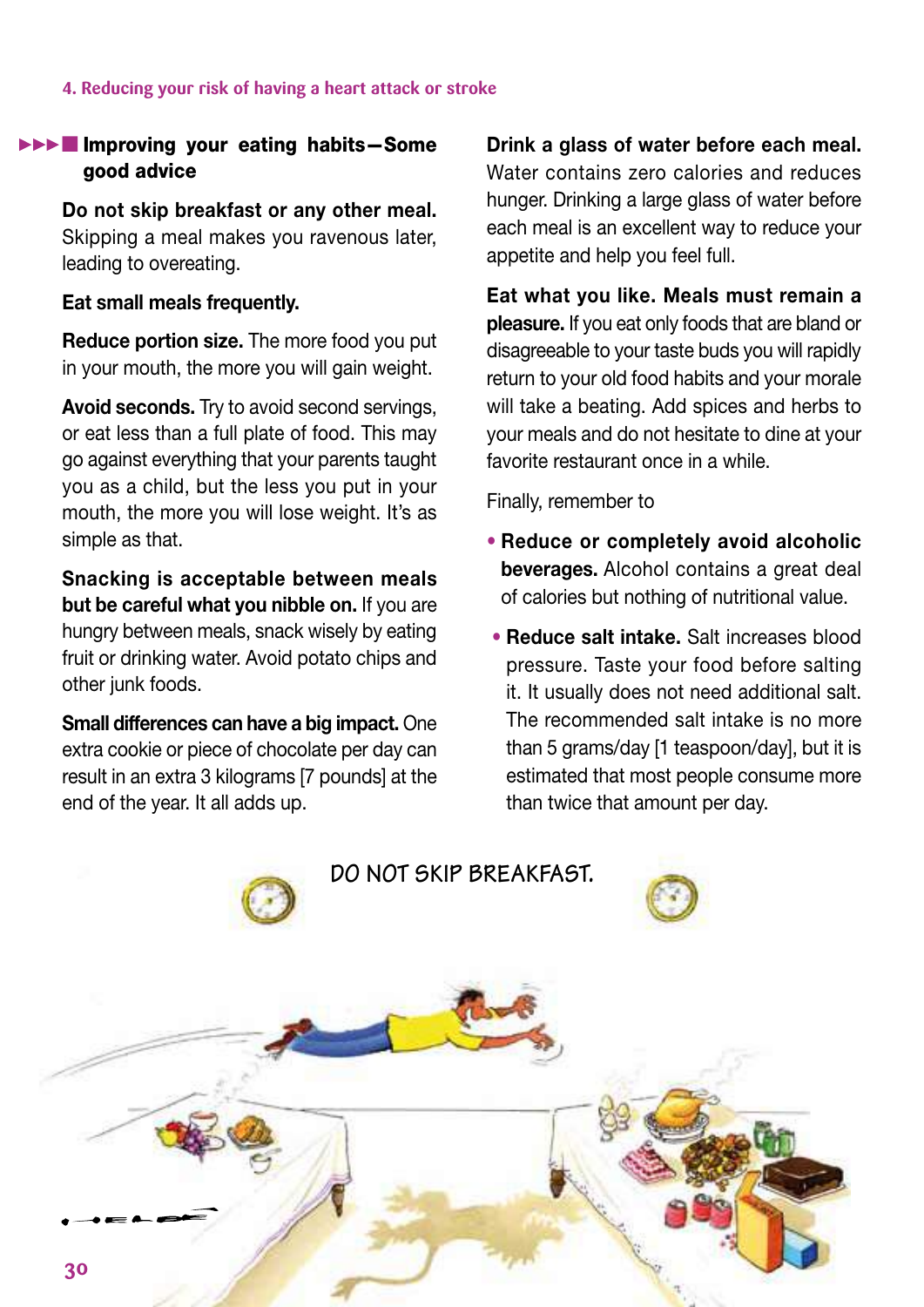## Improving your eating habits—Some good advice

**Do not skip breakfast or any other meal.** Skipping a meal makes you ravenous later, leading to overeating.

**Eat small meals frequently.**

**Reduce portion size.** The more food you put in your mouth, the more you will gain weight.

**Avoid seconds.** Try to avoid second servings, or eat less than a full plate of food. This may go against everything that your parents taught you as a child, but the less you put in your mouth, the more you will lose weight. It's as simple as that.

**Snacking is acceptable between meals but be careful what you nibble on.** If you are hungry between meals, snack wisely by eating fruit or drinking water. Avoid potato chips and other junk foods.

**Small differences can have a big impact.** One extra cookie or piece of chocolate per day can result in an extra 3 kilograms [7 pounds] at the end of the year. It all adds up.

**Drink a glass of water before each meal.** Water contains zero calories and reduces hunger. Drinking a large glass of water before each meal is an excellent way to reduce your appetite and help you feel full.

**Eat what you like. Meals must remain a pleasure.** If you eat only foods that are bland or disagreeable to your taste buds you will rapidly return to your old food habits and your morale will take a beating. Add spices and herbs to your meals and do not hesitate to dine at your favorite restaurant once in a while.

Finally, remember to

- **Reduce or completely avoid alcoholic beverages.** Alcohol contains a great deal of calories but nothing of nutritional value.
- **Reduce salt intake.** Salt increases blood pressure. Taste your food before salting it. It usually does not need additional salt. The recommended salt intake is no more than 5 grams/day [1 teaspoon/day], but it is estimated that most people consume more than twice that amount per day.

DO NOT SKIP BREAKFAST.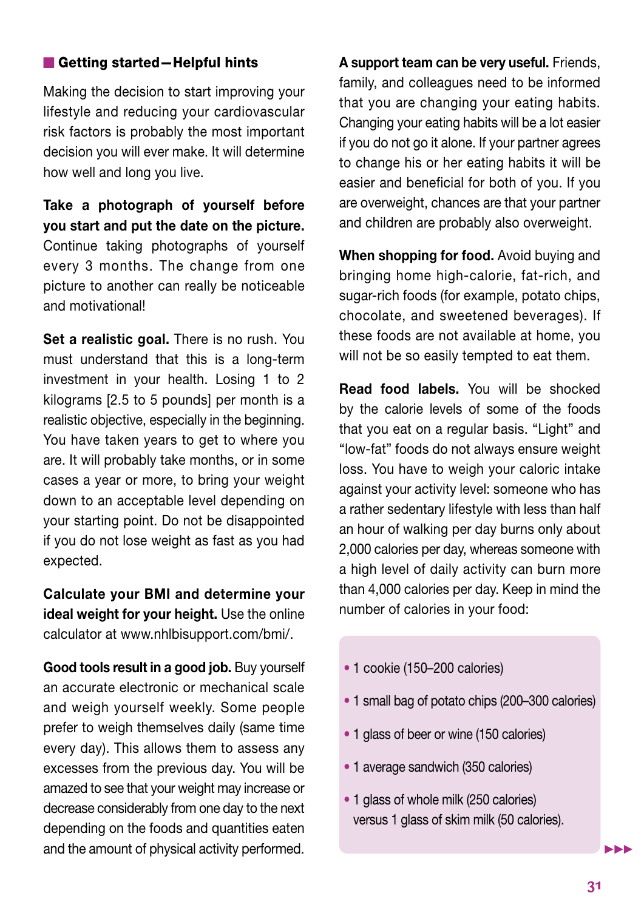## Getting started—Helpful hints

Making the decision to start improving your lifestyle and reducing your cardiovascular risk factors is probably the most important decision you will ever make. It will determine how well and long you live.

**Take a photograph of yourself before you start and put the date on the picture.** Continue taking photographs of yourself every 3 months. The change from one picture to another can really be noticeable and motivational!

**Set a realistic goal.** There is no rush. You must understand that this is a long-term investment in your health. Losing 1 to 2 kilograms [2.5 to 5 pounds] per month is a realistic objective, especially in the beginning. You have taken years to get to where you are. It will probably take months, or in some cases a year or more, to bring your weight down to an acceptable level depending on your starting point. Do not be disappointed if you do not lose weight as fast as you had expected.

**Calculate your BMI and determine your ideal weight for your height.** Use the online calculator at www.nhlbisupport.com/bmi/.

**Good tools result in a good job.** Buy yourself an accurate electronic or mechanical scale and weigh yourself weekly. Some people prefer to weigh themselves daily (same time every day). This allows them to assess any excesses from the previous day. You will be amazed to see that your weight may increase or decrease considerably from one day to the next depending on the foods and quantities eaten and the amount of physical activity performed.

**A support team can be very useful.** Friends, family, and colleagues need to be informed that you are changing your eating habits. Changing your eating habits will be a lot easier if you do not go it alone. If your partner agrees to change his or her eating habits it will be easier and beneficial for both of you. If you are overweight, chances are that your partner and children are probably also overweight.

**When shopping for food.** Avoid buying and bringing home high-calorie, fat-rich, and sugar-rich foods (for example, potato chips, chocolate, and sweetened beverages). If these foods are not available at home, you will not be so easily tempted to eat them.

**Read food labels.** You will be shocked by the calorie levels of some of the foods that you eat on a regular basis. "Light" and "low-fat" foods do not always ensure weight loss. You have to weigh your caloric intake against your activity level: someone who has a rather sedentary lifestyle with less than half an hour of walking per day burns only about 2,000 calories per day, whereas someone with a high level of daily activity can burn more than 4,000 calories per day. Keep in mind the number of calories in your food:

- 1 cookie (150–200 calories)
- 1 small bag of potato chips (200–300 calories)
- 1 glass of beer or wine (150 calories)
- 1 average sandwich (350 calories)
- 1 glass of whole milk (250 calories) versus 1 glass of skim milk (50 calories).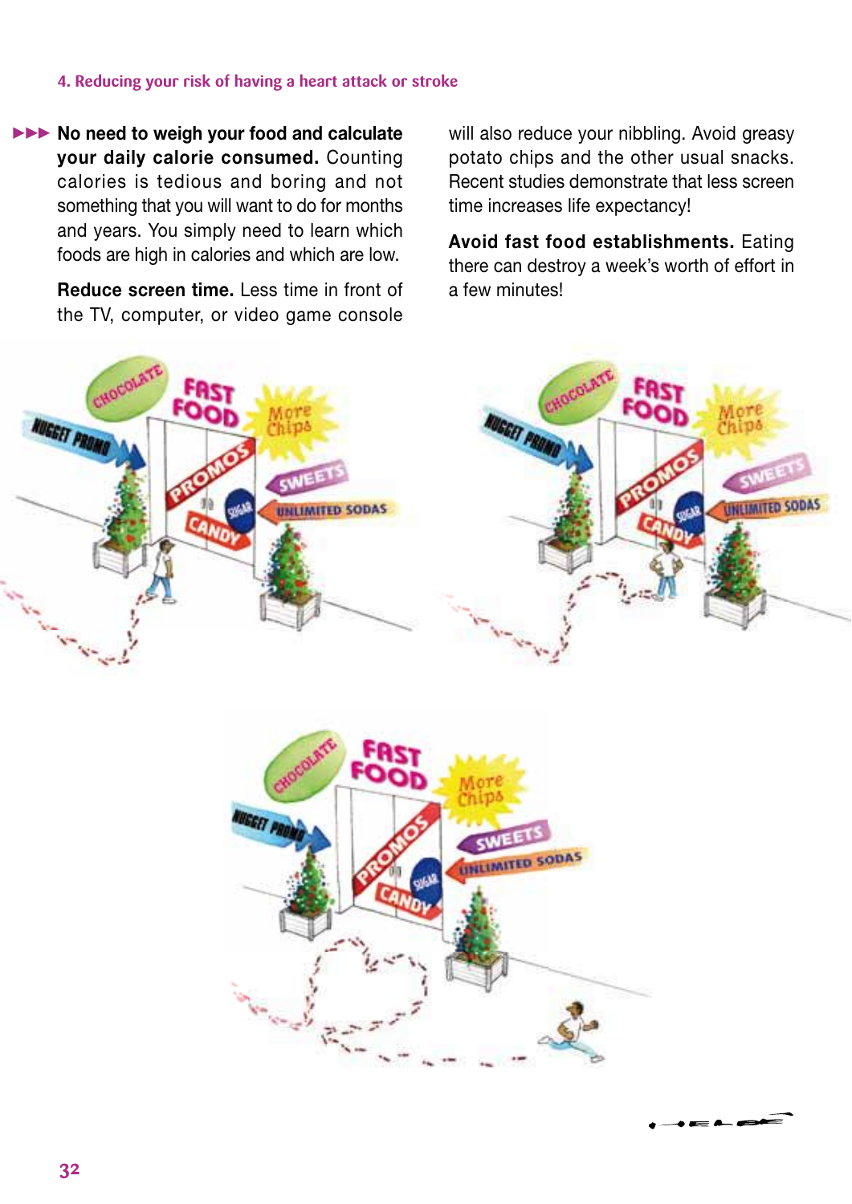**No need to weigh your food and calculate your daily calorie consumed.** Counting calories is tedious and boring and not something that you will want to do for months and years. You simply need to learn which foods are high in calories and which are low.

**Reduce screen time.** Less time in front of the TV, computer, or video game console will also reduce your nibbling. Avoid greasy potato chips and the other usual snacks. Recent studies demonstrate that less screen time increases life expectancy!

**Avoid fast food establishments.** Eating there can destroy a week's worth of effort in a few minutes!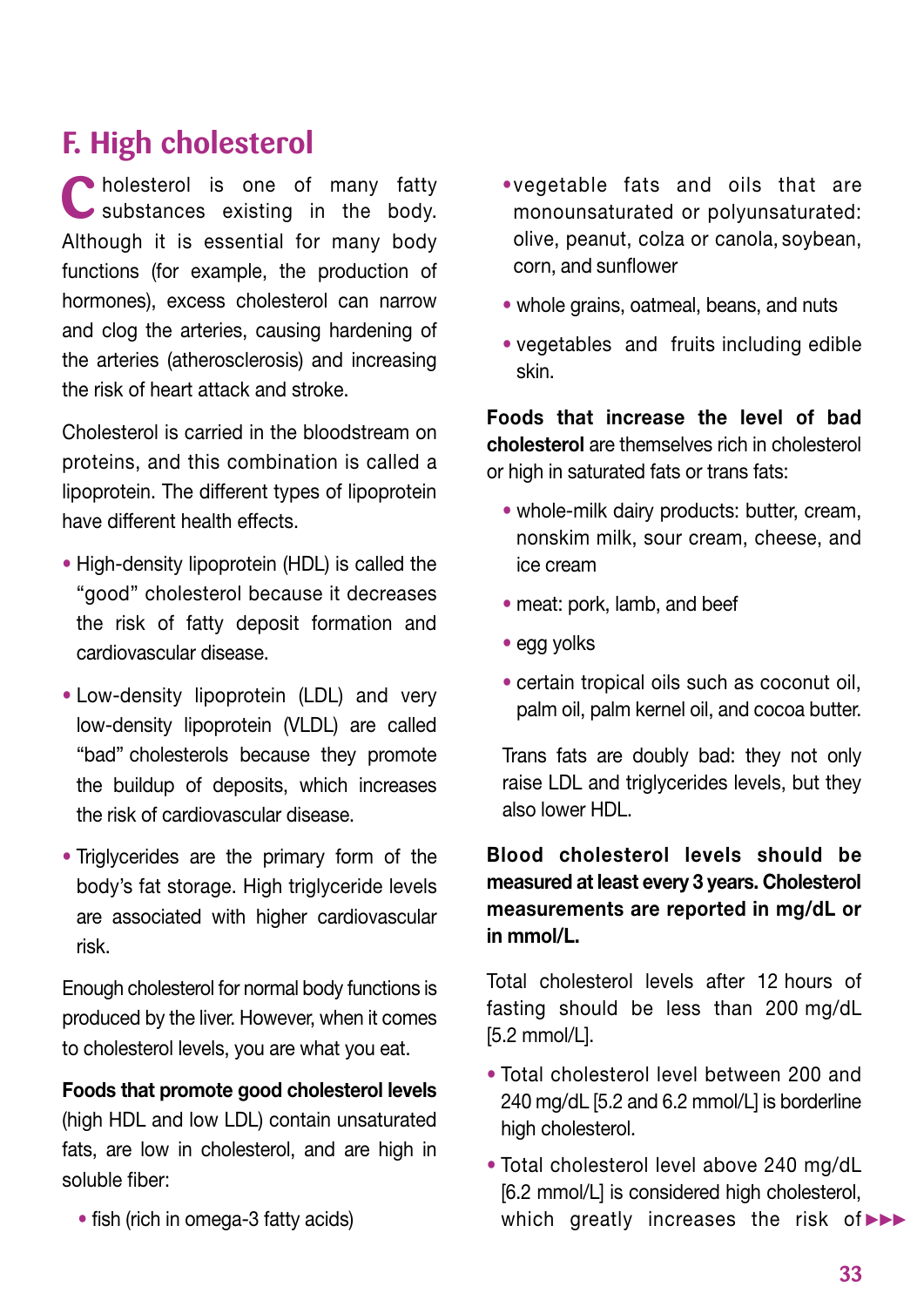## F. High cholesterol

Cholesterol is one of many fatty substances existing in the body. Although it is essential for many body functions (for example, the production of hormones), excess cholesterol can narrow and clog the arteries, causing hardening of the arteries (atherosclerosis) and increasing the risk of heart attack and stroke.

Cholesterol is carried in the bloodstream on proteins, and this combination is called a lipoprotein. The different types of lipoprotein have different health effects.

- High-density lipoprotein (HDL) is called the "good" cholesterol because it decreases the risk of fatty deposit formation and cardiovascular disease.
- Low-density lipoprotein (LDL) and very low-density lipoprotein (VLDL) are called "bad" cholesterols because they promote the buildup of deposits, which increases the risk of cardiovascular disease.
- Triglycerides are the primary form of the body's fat storage. High triglyceride levels are associated with higher cardiovascular risk.

Enough cholesterol for normal body functions is produced by the liver. However, when it comes to cholesterol levels, you are what you eat.

**Foods that promote good cholesterol levels** (high HDL and low LDL) contain unsaturated fats, are low in cholesterol, and are high in soluble fiber:

- fish (rich in omega-3 fatty acids)
- vegetable fats and oils that are monounsaturated or polyunsaturated: olive, peanut, colza or canola, soybean, corn, and sunflower
- whole grains, oatmeal, beans, and nuts
- vegetables and fruits including edible skin.

**Foods that increase the level of bad cholesterol** are themselves rich in cholesterol or high in saturated fats or trans fats:

- whole-milk dairy products: butter, cream, nonskim milk, sour cream, cheese, and ice cream
- meat: pork, lamb, and beef
- egg yolks
- certain tropical oils such as coconut oil, palm oil, palm kernel oil, and cocoa butter.

Trans fats are doubly bad: they not only raise LDL and triglycerides levels, but they also lower HDL.

**Blood cholesterol levels should be measured at least every 3 years. Cholesterol measurements are reported in mg/dL or in mmol/L.**

Total cholesterol levels after 12 hours of fasting should be less than 200 mg/dL [5.2 mmol/L].

- Total cholesterol level between 200 and 240 mg/dL [5.2 and 6.2 mmol/L] is borderline high cholesterol.
- Total cholesterol level above 240 mg/dL [6.2 mmol/L] is considered high cholesterol, which greatly increases the risk of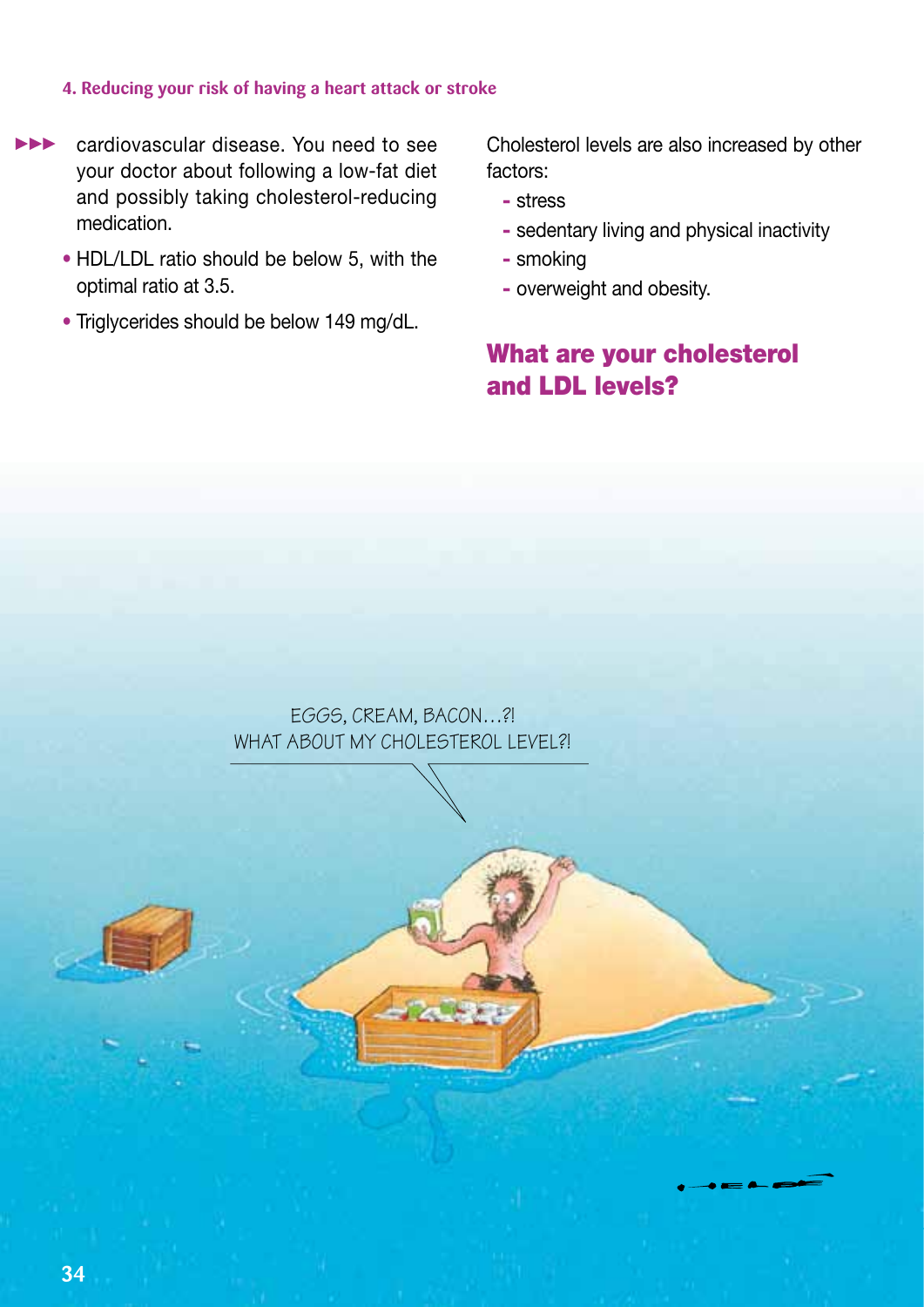cardiovascular disease. You need to see your doctor about following a low-fat diet and possibly taking cholesterol-reducing medication.

- HDL/LDL ratio should be below 5, with the optimal ratio at 3.5.
- Triglycerides should be below 149 mg/dL.

Cholesterol levels are also increased by other factors:

- stress
- sedentary living and physical inactivity
- smoking
- overweight and obesity.

## What are your cholesterol and LDL levels?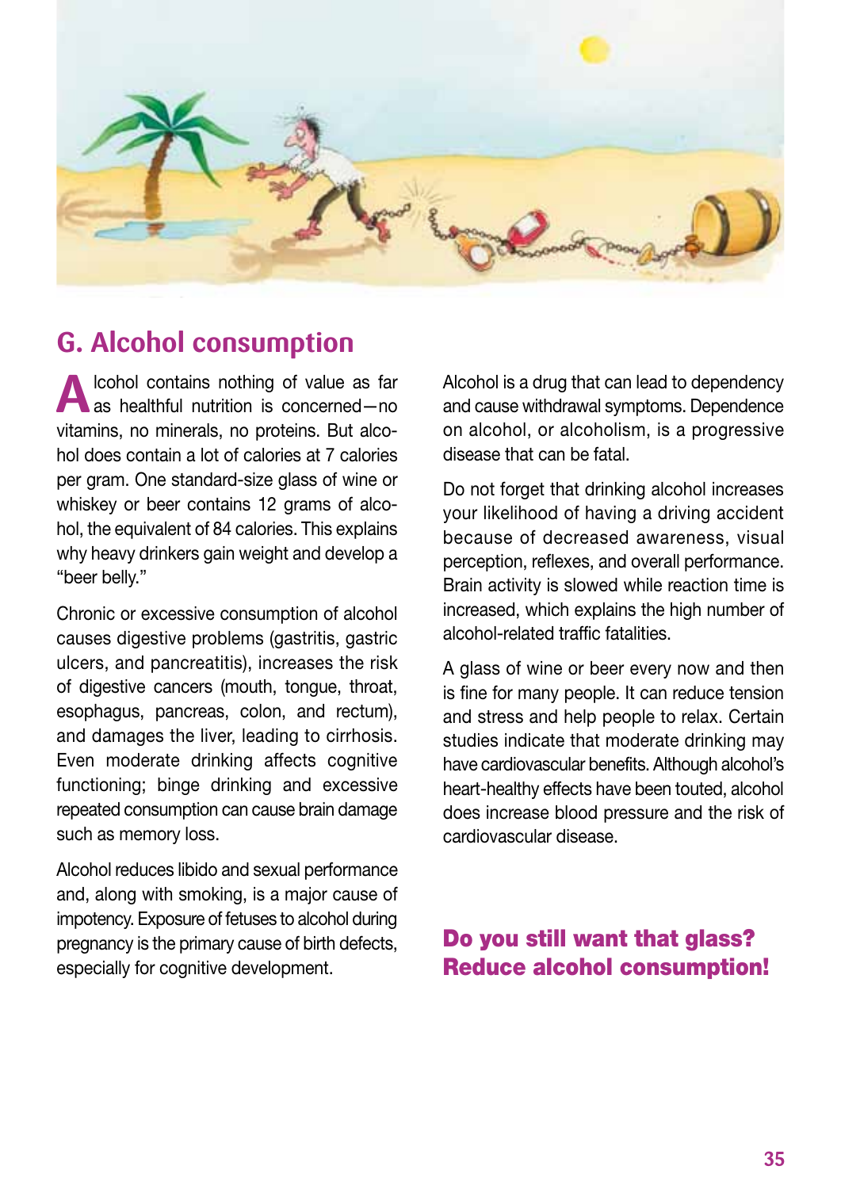## G. Alcohol consumption

Alcohol contains nothing of value as far as healthful nutrition is concerned—no vitamins, no minerals, no proteins. But alcohol does contain a lot of calories at 7 calories per gram. One standard-size glass of wine or whiskey or beer contains 12 grams of alcohol, the equivalent of 84 calories. This explains why heavy drinkers gain weight and develop a "beer belly."

Chronic or excessive consumption of alcohol causes digestive problems (gastritis, gastric ulcers, and pancreatitis), increases the risk of digestive cancers (mouth, tongue, throat, esophagus, pancreas, colon, and rectum), and damages the liver, leading to cirrhosis. Even moderate drinking affects cognitive functioning; binge drinking and excessive repeated consumption can cause brain damage such as memory loss.

Alcohol reduces libido and sexual performance and, along with smoking, is a major cause of impotency. Exposure of fetuses to alcohol during pregnancy is the primary cause of birth defects, especially for cognitive development.

Alcohol is a drug that can lead to dependency and cause withdrawal symptoms. Dependence on alcohol, or alcoholism, is a progressive disease that can be fatal.

Do not forget that drinking alcohol increases your likelihood of having a driving accident because of decreased awareness, visual perception, reflexes, and overall performance. Brain activity is slowed while reaction time is increased, which explains the high number of alcohol-related traffic fatalities.

A glass of wine or beer every now and then is fine for many people. It can reduce tension and stress and help people to relax. Certain studies indicate that moderate drinking may have cardiovascular benefits. Although alcohol's heart-healthy effects have been touted, alcohol does increase blood pressure and the risk of cardiovascular disease.

**Do you still want that glass? Reduce alcohol consumption!**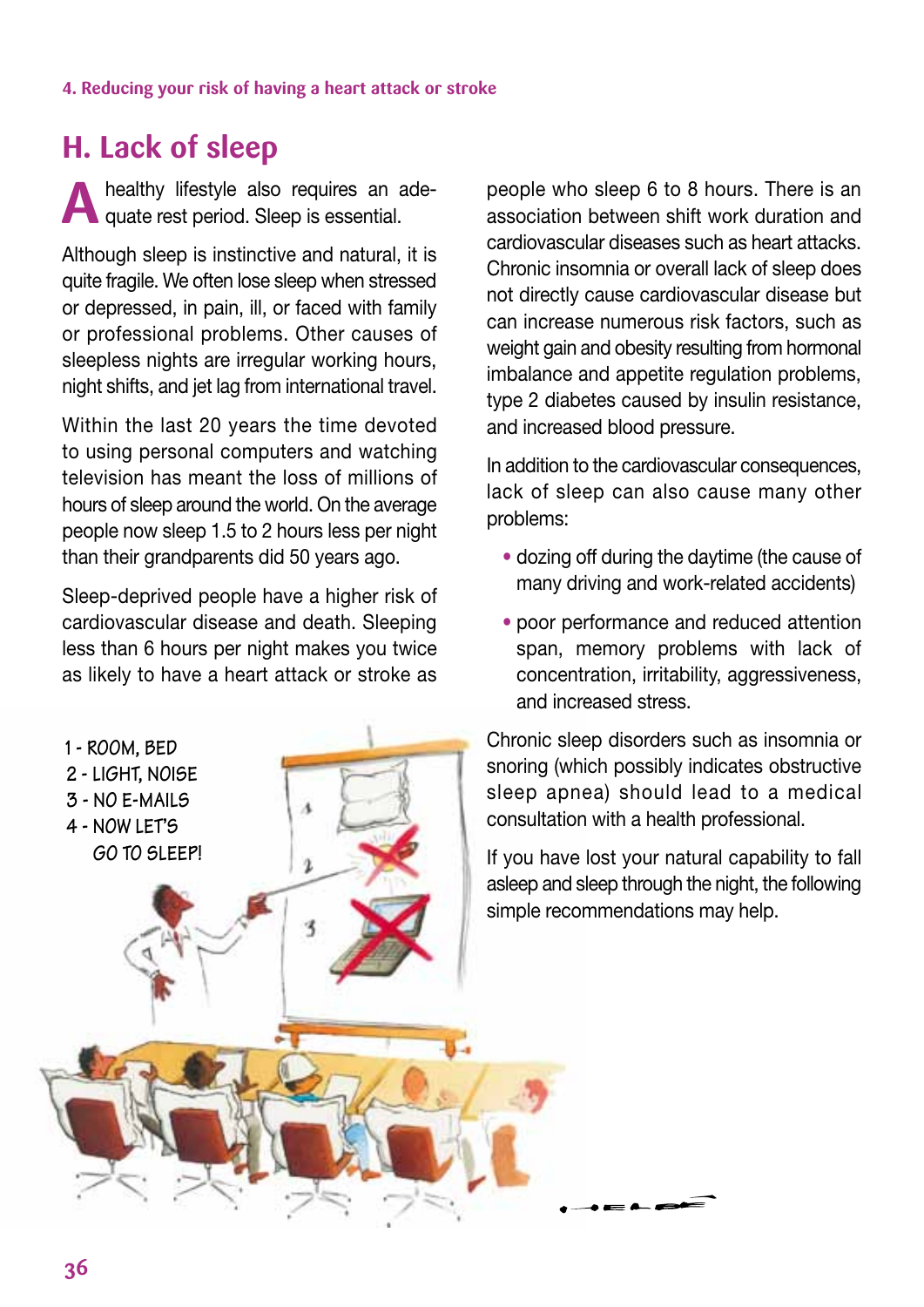## H. Lack of sleep

A healthy lifestyle also requires an adequate rest period. Sleep is essential.

Although sleep is instinctive and natural, it is quite fragile. We often lose sleep when stressed or depressed, in pain, ill, or faced with family or professional problems. Other causes of sleepless nights are irregular working hours, night shifts, and jet lag from international travel.

Within the last 20 years the time devoted to using personal computers and watching television has meant the loss of millions of hours of sleep around the world. On the average people now sleep 1.5 to 2 hours less per night than their grandparents did 50 years ago.

Sleep-deprived people have a higher risk of cardiovascular disease and death. Sleeping less than 6 hours per night makes you twice as likely to have a heart attack or stroke as people who sleep 6 to 8 hours. There is an association between shift work duration and cardiovascular diseases such as heart attacks. Chronic insomnia or overall lack of sleep does not directly cause cardiovascular disease but can increase numerous risk factors, such as weight gain and obesity resulting from hormonal imbalance and appetite regulation problems, type 2 diabetes caused by insulin resistance, and increased blood pressure.

In addition to the cardiovascular consequences, lack of sleep can also cause many other problems:

- dozing off during the daytime (the cause of many driving and work-related accidents)
- poor performance and reduced attention span, memory problems with lack of concentration, irritability, aggressiveness, and increased stress.

Chronic sleep disorders such as insomnia or snoring (which possibly indicates obstructive sleep apnea) should lead to a medical consultation with a health professional.

If you have lost your natural capability to fall asleep and sleep through the night, the following simple recommendations may help.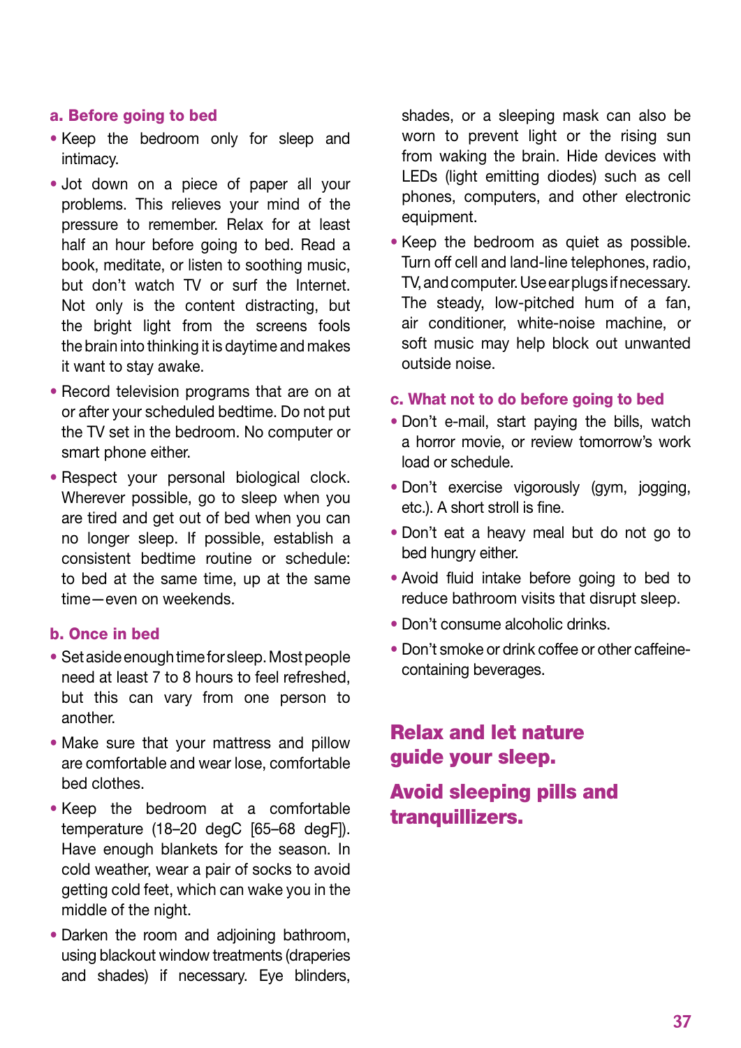### a. Before going to bed

- Keep the bedroom only for sleep and intimacy.
- Jot down on a piece of paper all your problems. This relieves your mind of the pressure to remember. Relax for at least half an hour before going to bed. Read a book, meditate, or listen to soothing music, but don't watch TV or surf the Internet. Not only is the content distracting, but the bright light from the screens fools the brain into thinking it is daytime and makes it want to stay awake.
- Record television programs that are on at or after your scheduled bedtime. Do not put the TV set in the bedroom. No computer or smart phone either.
- Respect your personal biological clock. Wherever possible, go to sleep when you are tired and get out of bed when you can no longer sleep. If possible, establish a consistent bedtime routine or schedule: to bed at the same time, up at the same time—even on weekends.

### b. Once in bed

- Set aside enough time for sleep. Most people need at least 7 to 8 hours to feel refreshed, but this can vary from one person to another.
- Make sure that your mattress and pillow are comfortable and wear lose, comfortable bed clothes.
- Keep the bedroom at a comfortable temperature (18–20 degC [65–68 degF]). Have enough blankets for the season. In cold weather, wear a pair of socks to avoid getting cold feet, which can wake you in the middle of the night.
- Darken the room and adjoining bathroom, using blackout window treatments (draperies and shades) if necessary. Eye blinders, shades, or a sleeping mask can also be worn to prevent light or the rising sun from waking the brain. Hide devices with LEDs (light emitting diodes) such as cell phones, computers, and other electronic equipment.
- Keep the bedroom as quiet as possible. Turn off cell and land-line telephones, radio, TV, and computer. Use ear plugs if necessary. The steady, low-pitched hum of a fan, air conditioner, white-noise machine, or soft music may help block out unwanted outside noise.

### c. What not to do before going to bed

- Don't e-mail, start paying the bills, watch a horror movie, or review tomorrow's work load or schedule.
- Don't exercise vigorously (gym, jogging, etc.). A short stroll is fine.
- Don't eat a heavy meal but do not go to bed hungry either.
- Avoid fluid intake before going to bed to reduce bathroom visits that disrupt sleep.
- Don't consume alcoholic drinks.
- Don't smoke or drink coffee or other caffeine-containing beverages.

**Relax and let nature guide your sleep.**

**Avoid sleeping pills and tranquillizers.**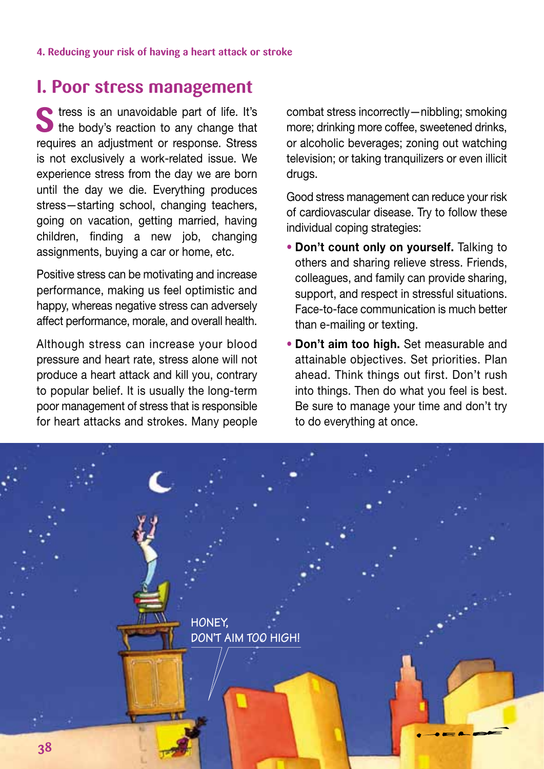## I. Poor stress management

Stress is an unavoidable part of life. It's the body's reaction to any change that requires an adjustment or response. Stress is not exclusively a work-related issue. We experience stress from the day we are born until the day we die. Everything produces stress—starting school, changing teachers, going on vacation, getting married, having children, finding a new job, changing assignments, buying a car or home, etc.

Positive stress can be motivating and increase performance, making us feel optimistic and happy, whereas negative stress can adversely affect performance, morale, and overall health.

Although stress can increase your blood pressure and heart rate, stress alone will not produce a heart attack and kill you, contrary to popular belief. It is usually the long-term poor management of stress that is responsible for heart attacks and strokes. Many people combat stress incorrectly—nibbling; smoking more; drinking more coffee, sweetened drinks, or alcoholic beverages; zoning out watching television; or taking tranquilizers or even illicit drugs.

Good stress management can reduce your risk of cardiovascular disease. Try to follow these individual coping strategies:

- **Don't count only on yourself.** Talking to others and sharing relieve stress. Friends, colleagues, and family can provide sharing, support, and respect in stressful situations. Face-to-face communication is much better than e-mailing or texting.
- **Don't aim too high.** Set measurable and attainable objectives. Set priorities. Plan ahead. Think things out first. Don't rush into things. Then do what you feel is best. Be sure to manage your time and don't try to do everything at once.

HONEY, DON'T AIM TOO HIGH!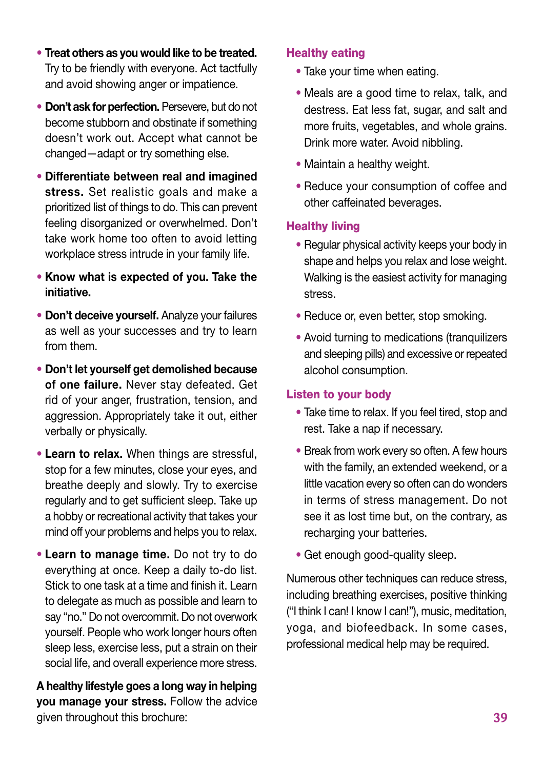- **Treat others as you would like to be treated.** Try to be friendly with everyone. Act tactfully and avoid showing anger or impatience.
- **Don't ask for perfection.** Persevere, but do not become stubborn and obstinate if something doesn't work out. Accept what cannot be changed—adapt or try something else.
- **Differentiate between real and imagined stress.** Set realistic goals and make a prioritized list of things to do. This can prevent feeling disorganized or overwhelmed. Don't take work home too often to avoid letting workplace stress intrude in your family life.
- **Know what is expected of you. Take the initiative.**
- **Don't deceive yourself.** Analyze your failures as well as your successes and try to learn from them.
- **Don't let yourself get demolished because of one failure.** Never stay defeated. Get rid of your anger, frustration, tension, and aggression. Appropriately take it out, either verbally or physically.
- **Learn to relax.** When things are stressful, stop for a few minutes, close your eyes, and breathe deeply and slowly. Try to exercise regularly and to get sufficient sleep. Take up a hobby or recreational activity that takes your mind off your problems and helps you to relax.
- **Learn to manage time.** Do not try to do everything at once. Keep a daily to-do list. Stick to one task at a time and finish it. Learn to delegate as much as possible and learn to say "no." Do not overcommit. Do not overwork yourself. People who work longer hours often sleep less, exercise less, put a strain on their social life, and overall experience more stress.

**A healthy lifestyle goes a long way in helping you manage your stress.** Follow the advice given throughout this brochure:

## Healthy eating

- Take your time when eating.
- Meals are a good time to relax, talk, and destress. Eat less fat, sugar, and salt and more fruits, vegetables, and whole grains. Drink more water. Avoid nibbling.
- Maintain a healthy weight.
- Reduce your consumption of coffee and other caffeinated beverages.

## Healthy living

- Regular physical activity keeps your body in shape and helps you relax and lose weight. Walking is the easiest activity for managing stress.
- Reduce or, even better, stop smoking.
- Avoid turning to medications (tranquilizers and sleeping pills) and excessive or repeated alcohol consumption.

## Listen to your body

- Take time to relax. If you feel tired, stop and rest. Take a nap if necessary.
- Break from work every so often. A few hours with the family, an extended weekend, or a little vacation every so often can do wonders in terms of stress management. Do not see it as lost time but, on the contrary, as recharging your batteries.
- Get enough good-quality sleep.

Numerous other techniques can reduce stress, including breathing exercises, positive thinking ("I think I can! I know I can!"), music, meditation, yoga, and biofeedback. In some cases, professional medical help may be required.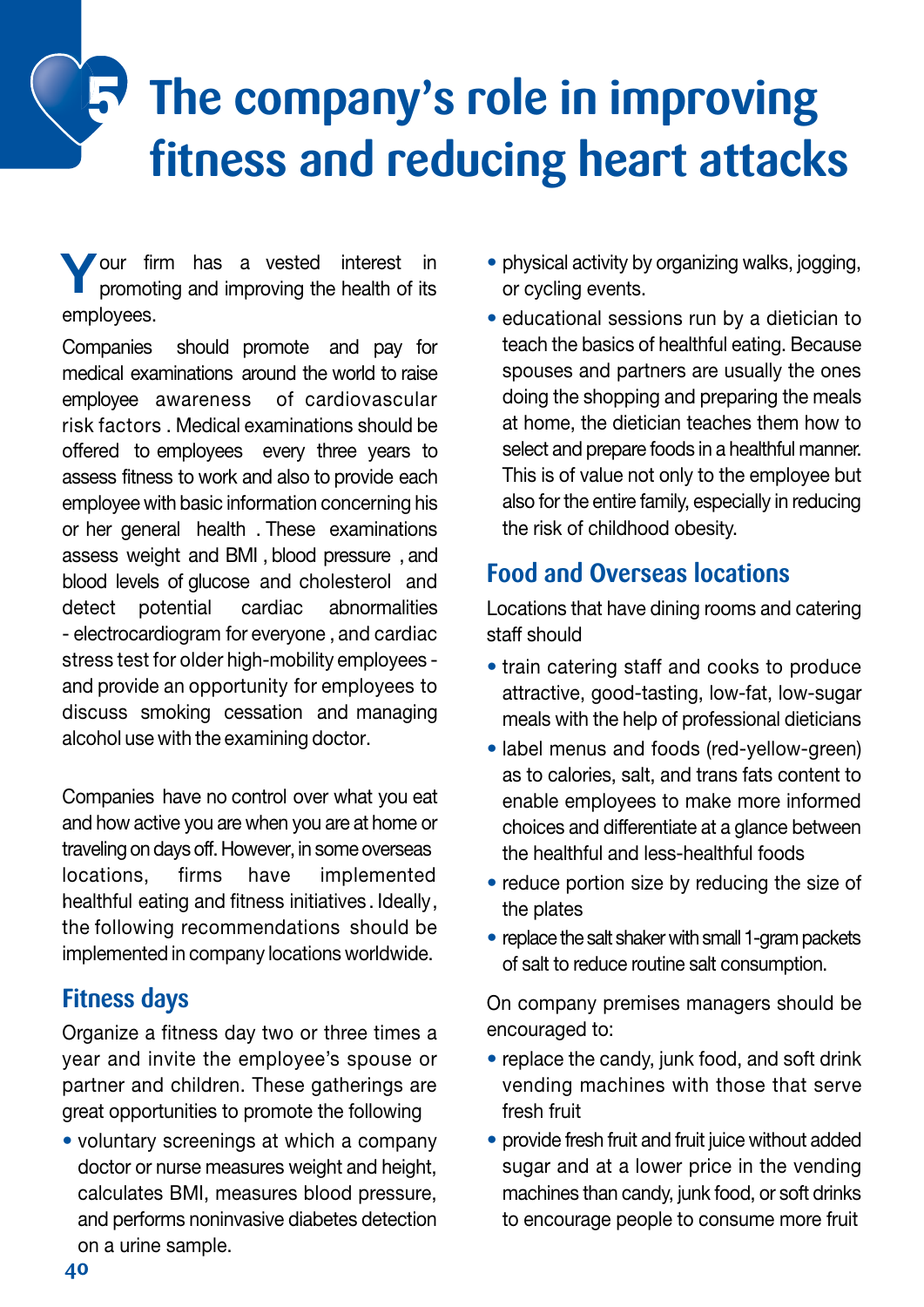# 5 The company's role in improving fitness and reducing heart attacks

Your firm has a vested interest in promoting and improving the health of its employees.

Companies should promote and pay for medical examinations around the world to raise employee awareness of cardiovascular risk factors . Medical examinations should be offered to employees every three years to assess fitness to work and also to provide each employee with basic information concerning his or her general health . These examinations assess weight and BMI , blood pressure , and blood levels of glucose and cholesterol and detect potential cardiac abnormalities - electrocardiogram for everyone , and cardiac stress test for older high-mobility employees - and provide an opportunity for employees to discuss smoking cessation and managing alcohol use with the examining doctor.

Companies have no control over what you eat and how active you are when you are at home or traveling on days off. However, in some overseas locations, firms have implemented healthful eating and fitness initiatives . Ideally, the following recommendations should be implemented in company locations worldwide.

## Fitness days

Organize a fitness day two or three times a year and invite the employee's spouse or partner and children. These gatherings are great opportunities to promote the following

- voluntary screenings at which a company doctor or nurse measures weight and height, calculates BMI, measures blood pressure, and performs noninvasive diabetes detection on a urine sample.
- physical activity by organizing walks, jogging, or cycling events.
- educational sessions run by a dietician to teach the basics of healthful eating. Because spouses and partners are usually the ones doing the shopping and preparing the meals at home, the dietician teaches them how to select and prepare foods in a healthful manner. This is of value not only to the employee but also for the entire family, especially in reducing the risk of childhood obesity.

## Food and Overseas locations

Locations that have dining rooms and catering staff should

- train catering staff and cooks to produce attractive, good-tasting, low-fat, low-sugar meals with the help of professional dieticians
- label menus and foods (red-yellow-green) as to calories, salt, and trans fats content to enable employees to make more informed choices and differentiate at a glance between the healthful and less-healthful foods
- reduce portion size by reducing the size of the plates
- replace the salt shaker with small 1-gram packets of salt to reduce routine salt consumption.

On company premises managers should be encouraged to:

- replace the candy, junk food, and soft drink vending machines with those that serve fresh fruit
- provide fresh fruit and fruit juice without added sugar and at a lower price in the vending machines than candy, junk food, or soft drinks to encourage people to consume more fruit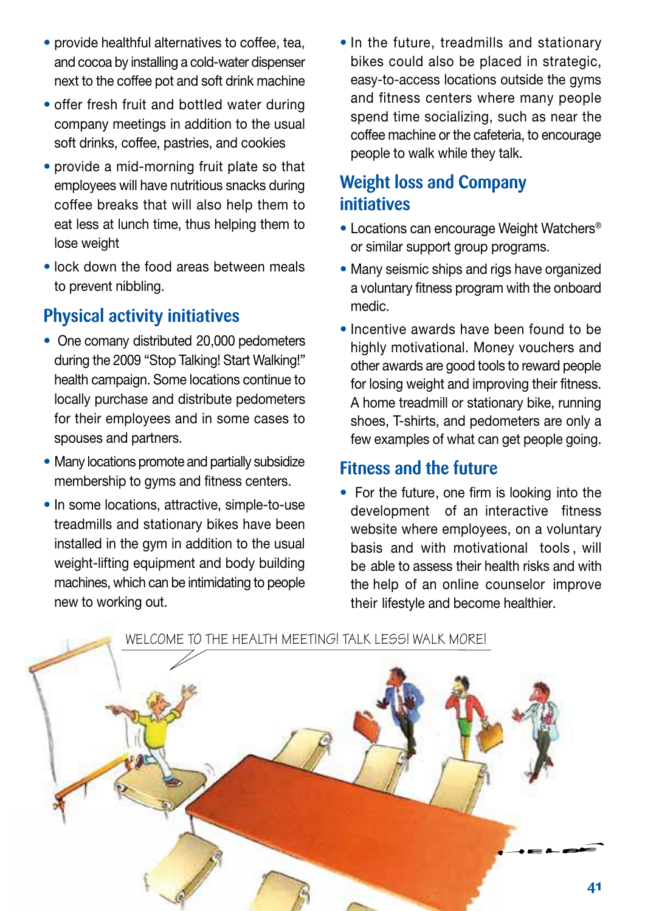- provide healthful alternatives to coffee, tea, and cocoa by installing a cold-water dispenser next to the coffee pot and soft drink machine
- offer fresh fruit and bottled water during company meetings in addition to the usual soft drinks, coffee, pastries, and cookies
- provide a mid-morning fruit plate so that employees will have nutritious snacks during coffee breaks that will also help them to eat less at lunch time, thus helping them to lose weight
- lock down the food areas between meals to prevent nibbling.

## Physical activity initiatives

- One comany distributed 20,000 pedometers during the 2009 "Stop Talking! Start Walking!" health campaign. Some locations continue to locally purchase and distribute pedometers for their employees and in some cases to spouses and partners.
- Many locations promote and partially subsidize membership to gyms and fitness centers.
- In some locations, attractive, simple-to-use treadmills and stationary bikes have been installed in the gym in addition to the usual weight-lifting equipment and body building machines, which can be intimidating to people new to working out.
- In the future, treadmills and stationary bikes could also be placed in strategic, easy-to-access locations outside the gyms and fitness centers where many people spend time socializing, such as near the coffee machine or the cafeteria, to encourage people to walk while they talk.

## Weight loss and Company initiatives

- Locations can encourage Weight Watchers® or similar support group programs.
- Many seismic ships and rigs have organized a voluntary fitness program with the onboard medic.
- Incentive awards have been found to be highly motivational. Money vouchers and other awards are good tools to reward people for losing weight and improving their fitness. A home treadmill or stationary bike, running shoes, T-shirts, and pedometers are only a few examples of what can get people going.

## Fitness and the future

- For the future, one firm is looking into the development of an interactive fitness website where employees, on a voluntary basis and with motivational tools, will be able to assess their health risks and with the help of an online counselor improve their lifestyle and become healthier.

WELCOME TO THE HEALTH MEETING! TALK LESS! WALK MORE!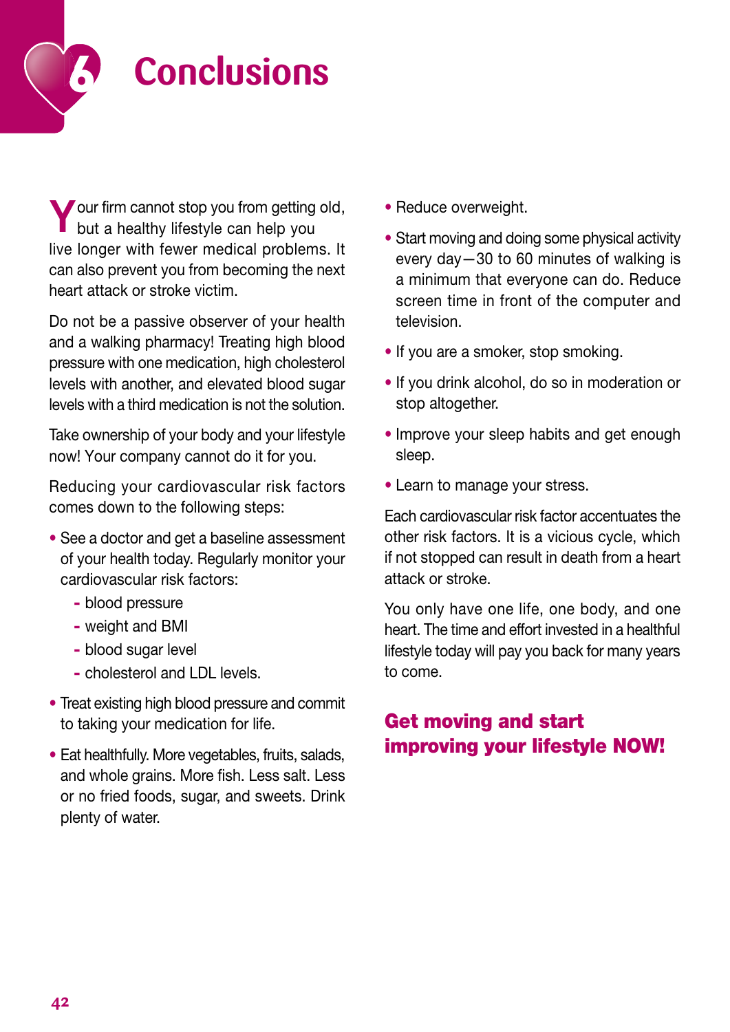# 6 Conclusions

Your firm cannot stop you from getting old, but a healthy lifestyle can help you live longer with fewer medical problems. It can also prevent you from becoming the next heart attack or stroke victim.

Do not be a passive observer of your health and a walking pharmacy! Treating high blood pressure with one medication, high cholesterol levels with another, and elevated blood sugar levels with a third medication is not the solution.

Take ownership of your body and your lifestyle now! Your company cannot do it for you.

Reducing your cardiovascular risk factors comes down to the following steps:

- See a doctor and get a baseline assessment of your health today. Regularly monitor your cardiovascular risk factors:
  - blood pressure
  - weight and BMI
  - blood sugar level
  - cholesterol and LDL levels.
- Treat existing high blood pressure and commit to taking your medication for life.
- Eat healthfully. More vegetables, fruits, salads, and whole grains. More fish. Less salt. Less or no fried foods, sugar, and sweets. Drink plenty of water.
- Reduce overweight.
- Start moving and doing some physical activity every day—30 to 60 minutes of walking is a minimum that everyone can do. Reduce screen time in front of the computer and television.
- If you are a smoker, stop smoking.
- If you drink alcohol, do so in moderation or stop altogether.
- Improve your sleep habits and get enough sleep.
- Learn to manage your stress.

Each cardiovascular risk factor accentuates the other risk factors. It is a vicious cycle, which if not stopped can result in death from a heart attack or stroke.

You only have one life, one body, and one heart. The time and effort invested in a healthful lifestyle today will pay you back for many years to come.

**Get moving and start improving your lifestyle NOW!**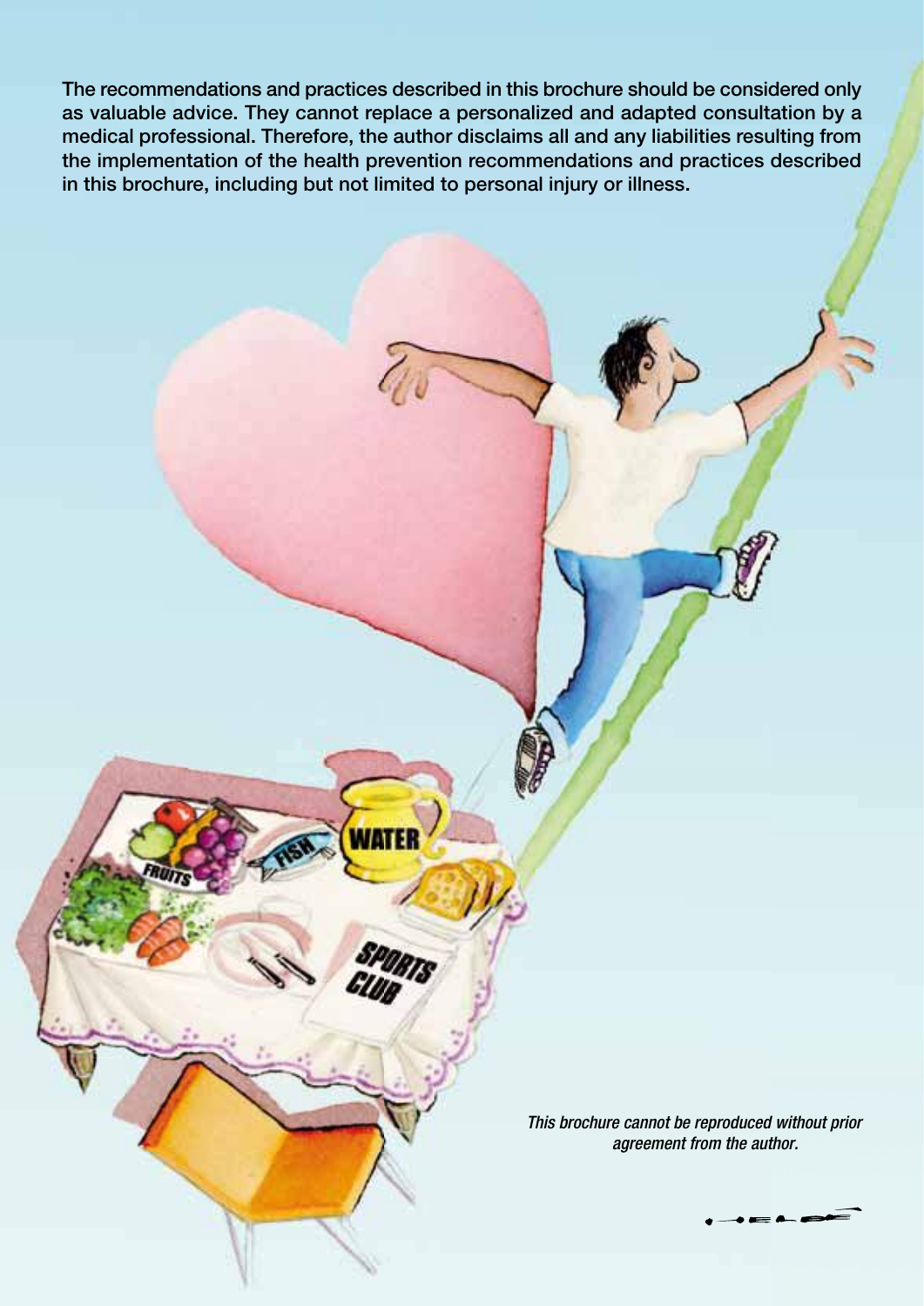**The recommendations and practices described in this brochure should be considered only as valuable advice. They cannot replace a personalized and adapted consultation by a medical professional. Therefore, the author disclaims all and any liabilities resulting from the implementation of the health prevention recommendations and practices described in this brochure, including but not limited to personal injury or illness.**

*This brochure cannot be reproduced without prior agreement from the author.*